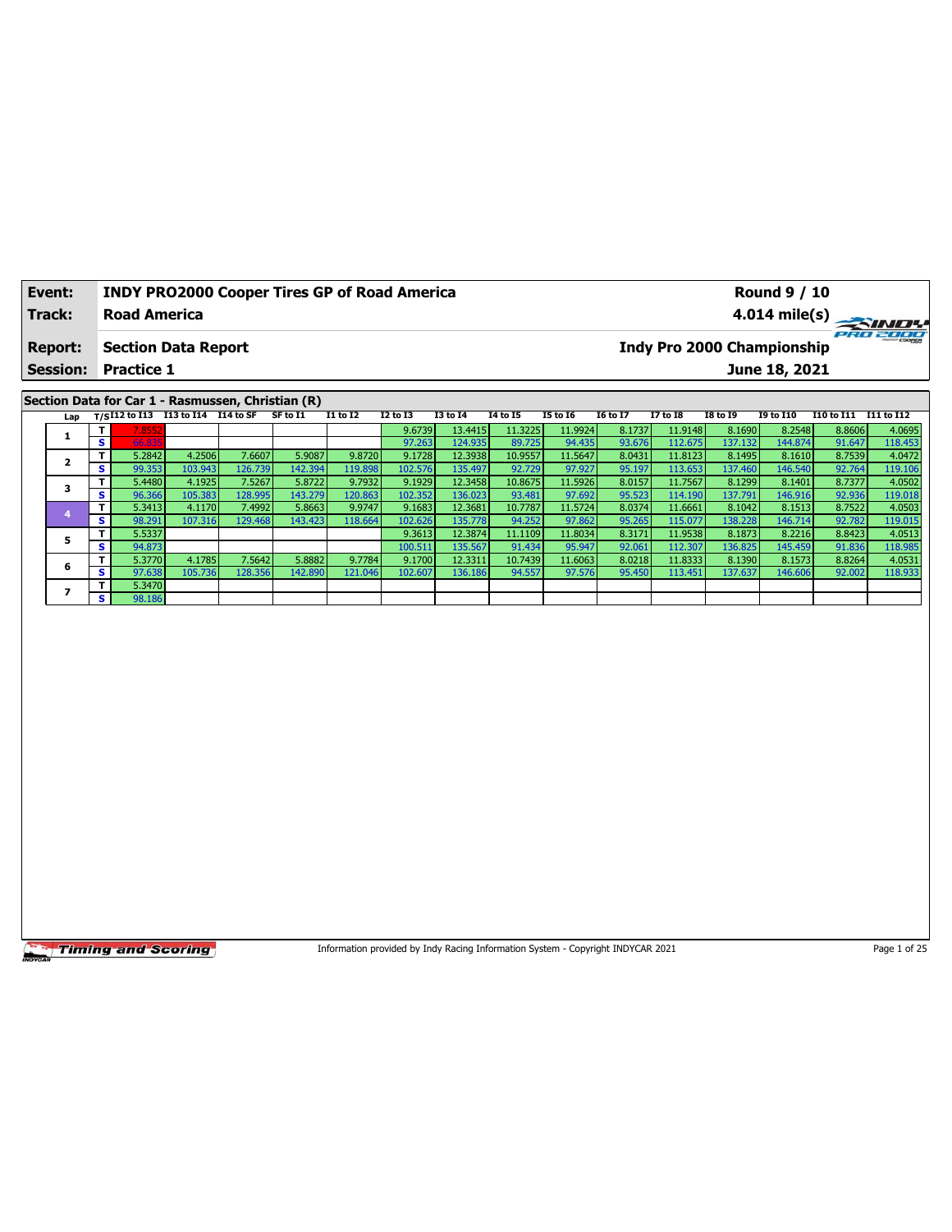| **Event:** | **INDY PRO2000 Cooper Tires GP of Road America** | **Round 9 / 10** |
|---|---|---|
| **Track:** | **Road America** | **4.014 mile(s)** |
| **Report:** | **Section Data Report** | **Indy Pro 2000 Championship** |
| **Session:** | **Practice 1** | **June 18, 2021** |

**Section Data for Car 1 - Rasmussen, Christian (R)**

| Lap | T/S | I12 to I13 | I13 to I14 | I14 to SF | SF to I1 | I1 to I2 | I2 to I3 | I3 to I4 | I4 to I5 | I5 to I6 | I6 to I7 | I7 to I8 | I8 to I9 | I9 to I10 | I10 to I11 | I11 to I12 |
|---|---|---|---|---|---|---|---|---|---|---|---|---|---|---|---|---|
| 1 | T | 7.8552 | | | | | 9.6739 | 13.4415 | 11.3225 | 11.9924 | 8.1737 | 11.9148 | 8.1690 | 8.2548 | 8.8606 | 4.0695 |
| | S | 66.839 | | | | | 97.263 | 124.935 | 89.725 | 94.435 | 93.676 | 112.675 | 137.132 | 144.874 | 91.647 | 118.453 |
| 2 | T | 5.2842 | 4.2506 | 7.6607 | 5.9087 | 9.8720 | 9.1728 | 12.3938 | 10.9557 | 11.5647 | 8.0431 | 11.8123 | 8.1495 | 8.1610 | 8.7539 | 4.0472 |
| | S | 99.353 | 103.943 | 126.739 | 142.394 | 119.898 | 102.576 | 135.497 | 92.729 | 97.927 | 95.197 | 113.653 | 137.460 | 146.540 | 92.764 | 119.106 |
| 3 | T | 5.4480 | 4.1925 | 7.5267 | 5.8722 | 9.7932 | 9.1929 | 12.3458 | 10.8675 | 11.5926 | 8.0157 | 11.7567 | 8.1299 | 8.1401 | 8.7377 | 4.0502 |
| | S | 96.366 | 105.383 | 128.995 | 143.279 | 120.863 | 102.352 | 136.023 | 93.481 | 97.692 | 95.523 | 114.190 | 137.791 | 146.916 | 92.936 | 119.018 |
| 4 | T | 5.3413 | 4.1170 | 7.4992 | 5.8663 | 9.9747 | 9.1683 | 12.3681 | 10.7787 | 11.5724 | 8.0374 | 11.6661 | 8.1042 | 8.1513 | 8.7522 | 4.0503 |
| | S | 98.291 | 107.316 | 129.468 | 143.423 | 118.664 | 102.626 | 135.778 | 94.252 | 97.862 | 95.265 | 115.077 | 138.228 | 146.714 | 92.782 | 119.015 |
| 5 | T | 5.5337 | | | | | 9.3613 | 12.3874 | 11.1109 | 11.8034 | 8.3171 | 11.9538 | 8.1873 | 8.2216 | 8.8423 | 4.0513 |
| | S | 94.873 | | | | | 100.511 | 135.567 | 91.434 | 95.947 | 92.061 | 112.307 | 136.825 | 145.459 | 91.836 | 118.985 |
| 6 | T | 5.3770 | 4.1785 | 7.5642 | 5.8882 | 9.7784 | 9.1700 | 12.3311 | 10.7439 | 11.6063 | 8.0218 | 11.8333 | 8.1390 | 8.1573 | 8.8264 | 4.0531 |
| | S | 97.638 | 105.736 | 128.356 | 142.890 | 121.046 | 102.607 | 136.186 | 94.557 | 97.576 | 95.450 | 113.451 | 137.637 | 146.606 | 92.002 | 118.933 |
| 7 | T | 5.3470 | | | | | | | | | | | | | | |
| | S | 98.186 | | | | | | | | | | | | | | |

Information provided by Indy Racing Information System - Copyright INDYCAR 2021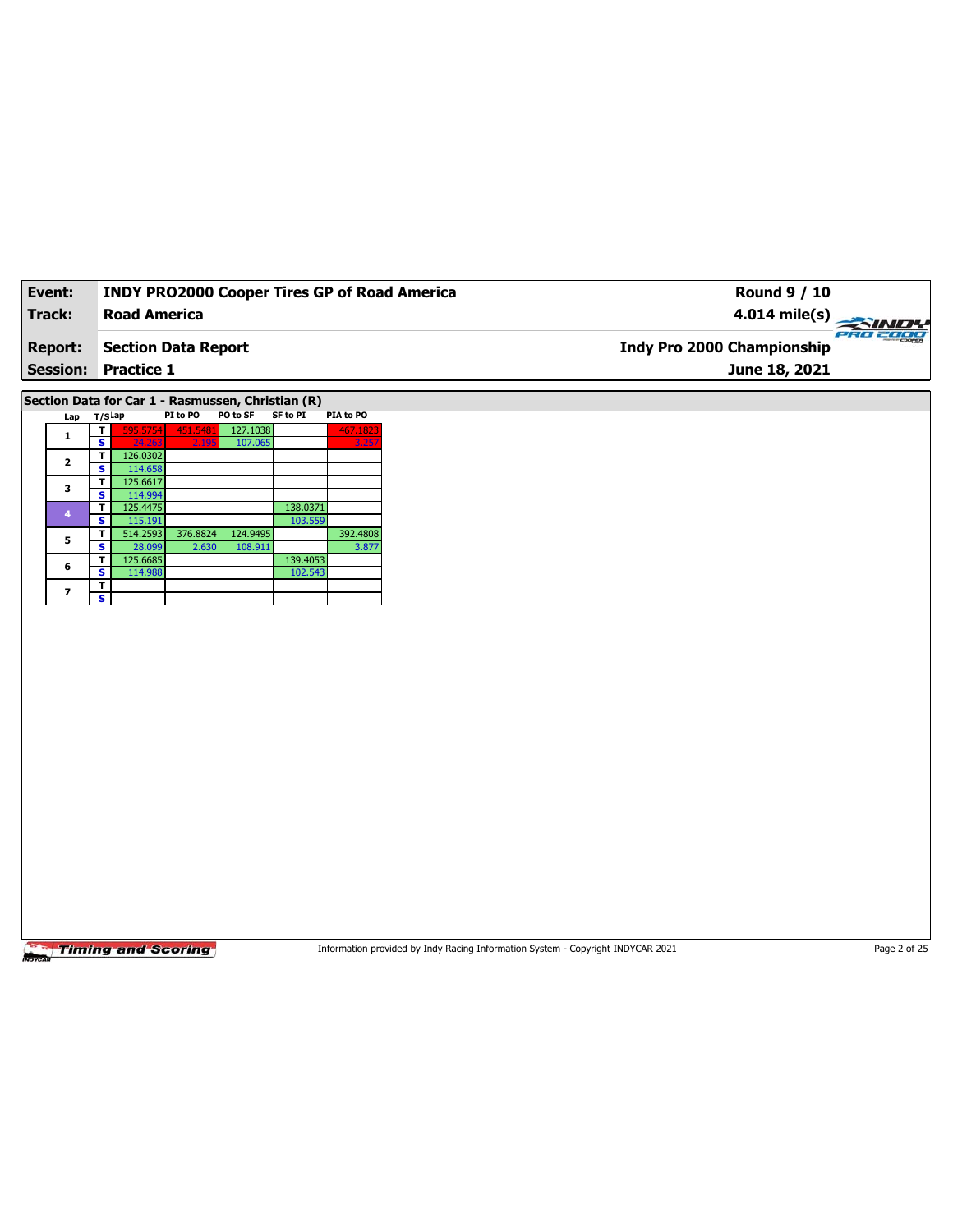| **Event:** | **INDY PRO2000 Cooper Tires GP of Road America** | **Round 9 / 10** |
|---|---|---|
| **Track:** | **Road America** | **4.014 mile(s)** |
| **Report:** | **Section Data Report** | **Indy Pro 2000 Championship** |
| **Session:** | **Practice 1** | **June 18, 2021** |

## Section Data for Car 1 - Rasmussen, Christian (R)

| Lap | T/S | Lap | PI to PO | PO to SF | SF to PI | PIA to PO |
|---|---|---|---|---|---|---|
| 1 | T | 595.5754 | 451.5481 | 127.1038 | | 467.1823 |
| | S | 24.263 | 2.195 | 107.065 | | 3.257 |
| 2 | T | 126.0302 | | | | |
| | S | 114.658 | | | | |
| 3 | T | 125.6617 | | | | |
| | S | 114.994 | | | | |
| 4 | T | 125.4475 | | | 138.0371 | |
| | S | 115.191 | | | 103.559 | |
| 5 | T | 514.2593 | 376.8824 | 124.9495 | | 392.4808 |
| | S | 28.099 | 2.630 | 108.911 | | 3.877 |
| 6 | T | 125.6685 | | | 139.4053 | |
| | S | 114.988 | | | 102.543 | |
| 7 | T | | | | | |
| | S | | | | | |

Timing and Scoring

Information provided by Indy Racing Information System - Copyright INDYCAR 2021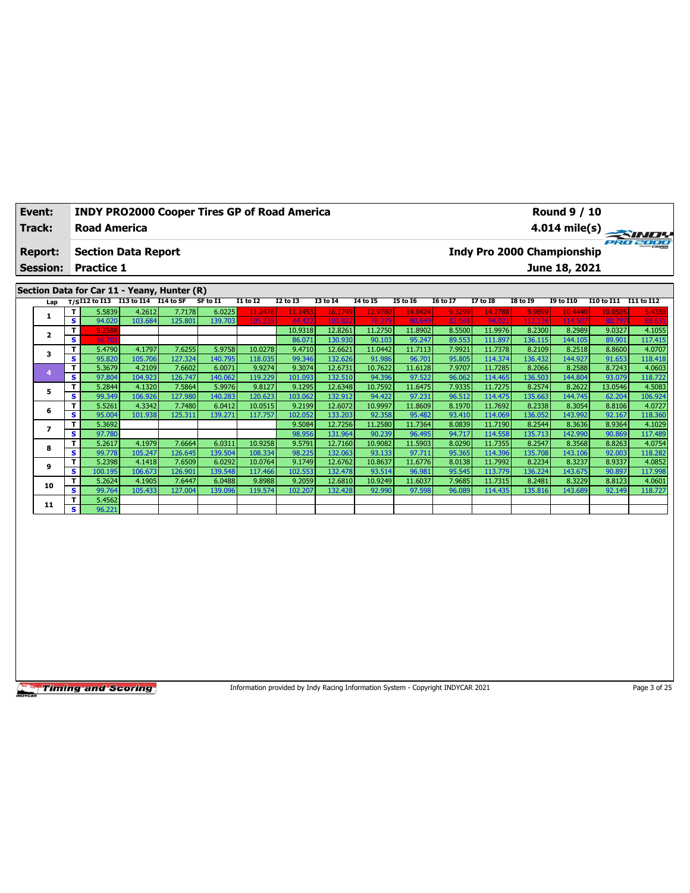| Event: | INDY PRO2000 Cooper Tires GP of Road America | Round 9 / 10 |
|---|---|---|
| Track: | Road America | 4.014 mile(s) |
| Report: | Section Data Report | Indy Pro 2000 Championship |
| Session: | Practice 1 | June 18, 2021 |

## Section Data for Car 11 - Yeany, Hunter (R)

| Lap | T/S | I12 to I13 | I13 to I14 | I14 to SF | SF to I1 | I1 to I2 | I2 to I3 | I3 to I4 | I4 to I5 | I5 to I6 | I6 to I7 | I7 to I8 | I8 to I9 | I9 to I10 | I10 to I11 | I11 to I12 |
|---|---|---|---|---|---|---|---|---|---|---|---|---|---|---|---|---|
| 1 | T | 5.5839 | 4.2612 | 7.7178 | 6.0225 | 11.2476 | 11.1453 | 16.1749 | 12.9780 | 14.0424 | 9.3299 | 14.2788 | 9.9899 | 10.4440 | 10.0505 | 5.4388 |
| | S | 94.020 | 103.684 | 125.801 | 139.703 | 105.235 | 84.422 | 103.822 | 78.279 | 80.649 | 82.068 | 94.021 | 112.136 | 114.507 | 80.797 | 88.631 |
| 2 | T | 9.2588 | | | | | 10.9318 | 12.8261 | 11.2750 | 11.8902 | 8.5500 | 11.9976 | 8.2300 | 8.2989 | 9.0327 | 4.1055 |
| | S | 56.703 | | | | | 86.071 | 130.930 | 90.103 | 95.247 | 89.553 | 111.897 | 136.115 | 144.105 | 89.901 | 117.415 |
| 3 | T | 5.4790 | 4.1797 | 7.6255 | 5.9758 | 10.0278 | 9.4710 | 12.6621 | 11.0442 | 11.7113 | 7.9921 | 11.7378 | 8.2109 | 8.2518 | 8.8600 | 4.0707 |
| | S | 95.820 | 105.706 | 127.324 | 140.795 | 118.035 | 99.346 | 132.626 | 91.986 | 96.701 | 95.805 | 114.374 | 136.432 | 144.927 | 91.653 | 118.418 |
| 4 | T | 5.3679 | 4.2109 | 7.6602 | 6.0071 | 9.9274 | 9.3074 | 12.6731 | 10.7622 | 11.6128 | 7.9707 | 11.7285 | 8.2066 | 8.2588 | 8.7243 | 4.0603 |
| | S | 97.804 | 104.923 | 126.747 | 140.062 | 119.229 | 101.093 | 132.510 | 94.396 | 97.522 | 96.062 | 114.465 | 136.503 | 144.804 | 93.079 | 118.722 |
| 5 | T | 5.2844 | 4.1320 | 7.5864 | 5.9976 | 9.8127 | 9.1295 | 12.6348 | 10.7592 | 11.6475 | 7.9335 | 11.7275 | 8.2574 | 8.2622 | 13.0546 | 4.5083 |
| | S | 99.349 | 106.926 | 127.980 | 140.283 | 120.623 | 103.062 | 132.912 | 94.422 | 97.231 | 96.512 | 114.475 | 135.663 | 144.745 | 62.204 | 106.924 |
| 6 | T | 5.5261 | 4.3342 | 7.7480 | 6.0412 | 10.0515 | 9.2199 | 12.6072 | 10.9997 | 11.8609 | 8.1970 | 11.7692 | 8.2338 | 8.3054 | 8.8106 | 4.0727 |
| | S | 95.004 | 101.938 | 125.311 | 139.271 | 117.757 | 102.052 | 133.203 | 92.358 | 95.482 | 93.410 | 114.069 | 136.052 | 143.992 | 92.167 | 118.360 |
| 7 | T | 5.3692 | | | | | 9.5084 | 12.7256 | 11.2580 | 11.7364 | 8.0839 | 11.7190 | 8.2544 | 8.3636 | 8.9364 | 4.1029 |
| | S | 97.780 | | | | | 98.956 | 131.964 | 90.239 | 96.495 | 94.717 | 114.558 | 135.713 | 142.990 | 90.869 | 117.489 |
| 8 | T | 5.2617 | 4.1979 | 7.6664 | 6.0311 | 10.9258 | 9.5791 | 12.7160 | 10.9082 | 11.5903 | 8.0290 | 11.7355 | 8.2547 | 8.3568 | 8.8263 | 4.0754 |
| | S | 99.778 | 105.247 | 126.645 | 139.504 | 108.334 | 98.225 | 132.063 | 93.133 | 97.711 | 95.365 | 114.396 | 135.708 | 143.106 | 92.003 | 118.282 |
| 9 | T | 5.2398 | 4.1418 | 7.6509 | 6.0292 | 10.0764 | 9.1749 | 12.6762 | 10.8637 | 11.6776 | 8.0138 | 11.7992 | 8.2234 | 8.3237 | 8.9337 | 4.0852 |
| | S | 100.195 | 106.673 | 126.901 | 139.548 | 117.466 | 102.553 | 132.478 | 93.514 | 96.981 | 95.545 | 113.779 | 136.224 | 143.675 | 90.897 | 117.998 |
| 10 | T | 5.2624 | 4.1905 | 7.6447 | 6.0488 | 9.8988 | 9.2059 | 12.6810 | 10.9249 | 11.6037 | 7.9685 | 11.7315 | 8.2481 | 8.3229 | 8.8123 | 4.0601 |
| | S | 99.764 | 105.433 | 127.004 | 139.096 | 119.574 | 102.207 | 132.428 | 92.990 | 97.598 | 96.089 | 114.435 | 135.816 | 143.689 | 92.149 | 118.727 |
| 11 | T | 5.4562 | | | | | | | | | | | | | | |
| | S | 96.221 | | | | | | | | | | | | | | |

Information provided by Indy Racing Information System - Copyright INDYCAR 2021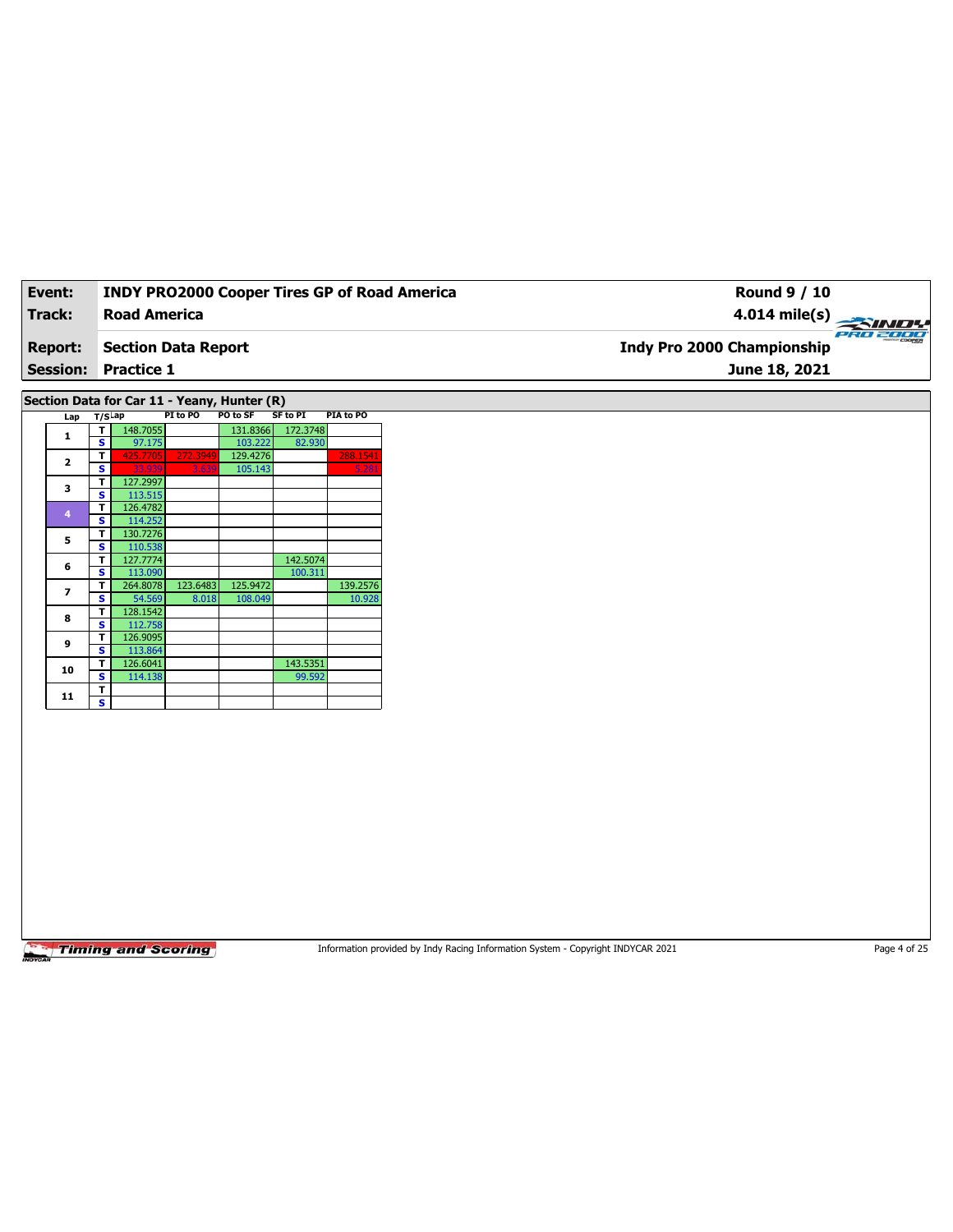| Event: | INDY PRO2000 Cooper Tires GP of Road America | Round 9 / 10 |
|---|---|---|
| Track: | Road America | 4.014 mile(s) |
| Report: | Section Data Report | Indy Pro 2000 Championship |
| Session: | Practice 1 | June 18, 2021 |

## Section Data for Car 11 - Yeany, Hunter (R)

| Lap | T/S | Lap | PI to PO | PO to SF | SF to PI | PIA to PO |
|---|---|---|---|---|---|---|
| 1 | T | 148.7055 | | 131.8366 | 172.3748 | |
| | S | 97.175 | | 103.222 | 82.930 | |
| 2 | T | 425.7705 | 272.3949 | 129.4276 | | 288.1541 |
| | S | 33.939 | 3.639 | 105.143 | | 5.281 |
| 3 | T | 127.2997 | | | | |
| | S | 113.515 | | | | |
| 4 | T | 126.4782 | | | | |
| | S | 114.252 | | | | |
| 5 | T | 130.7276 | | | | |
| | S | 110.538 | | | | |
| 6 | T | 127.7774 | | | 142.5074 | |
| | S | 113.090 | | | 100.311 | |
| 7 | T | 264.8078 | 123.6483 | 125.9472 | | 139.2576 |
| | S | 54.569 | 8.018 | 108.049 | | 10.928 |
| 8 | T | 128.1542 | | | | |
| | S | 112.758 | | | | |
| 9 | T | 126.9095 | | | | |
| | S | 113.864 | | | | |
| 10 | T | 126.6041 | | | 143.5351 | |
| | S | 114.138 | | | 99.592 | |
| 11 | T | | | | | |
| | S | | | | | |

Information provided by Indy Racing Information System - Copyright INDYCAR 2021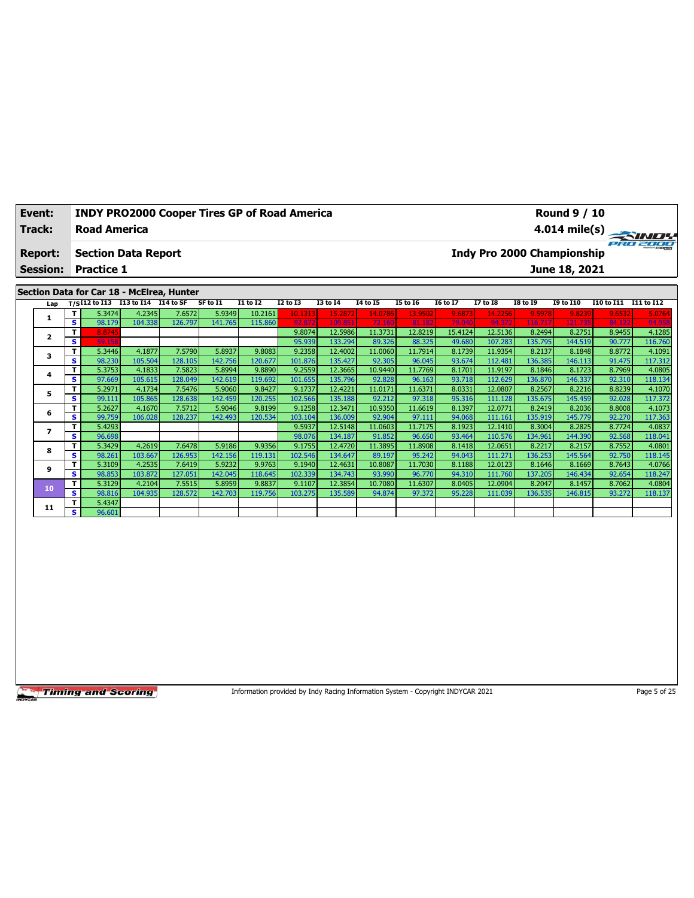| **Event:** | **INDY PRO2000 Cooper Tires GP of Road America** | **Round 9 / 10** |
|---|---|---|
| **Track:** | **Road America** | **4.014 mile(s)** |
| **Report:** | **Section Data Report** | **Indy Pro 2000 Championship** |
| **Session:** | **Practice 1** | **June 18, 2021** |

## Section Data for Car 18 - McElrea, Hunter

| Lap | T/S | I12 to I13 | I13 to I14 | I14 to SF | SF to I1 | I1 to I2 | I2 to I3 | I3 to I4 | I4 to I5 | I5 to I6 | I6 to I7 | I7 to I8 | I8 to I9 | I9 to I10 | I10 to I11 | I11 to I12 |
|---|---|---|---|---|---|---|---|---|---|---|---|---|---|---|---|---|
| 1 | T | 5.3474 | 4.2345 | 7.6572 | 5.9349 | 10.2161 | 10.1313 | 15.2872 | 14.0786 | 13.9502 | 9.6873 | 14.2256 | 9.5978 | 9.8239 | 9.6532 | 5.0764 |
| | S | 98.179 | 104.338 | 126.797 | 141.765 | 115.860 | 92.872 | 109.851 | 72.160 | 81.182 | 79.040 | 94.372 | 116.717 | 121.735 | 84.122 | 94.958 |
| 2 | T | 8.8745 | | | | | 9.8074 | 12.5986 | 11.3731 | 12.8219 | 15.4124 | 12.5136 | 8.2494 | 8.2751 | 8.9455 | 4.1285 |
| | S | 59.158 | | | | | 95.939 | 133.294 | 89.326 | 88.325 | 49.680 | 107.283 | 135.795 | 144.519 | 90.777 | 116.760 |
| 3 | T | 5.3446 | 4.1877 | 7.5790 | 5.8937 | 9.8083 | 9.2358 | 12.4002 | 11.0060 | 11.7914 | 8.1739 | 11.9354 | 8.2137 | 8.1848 | 8.8772 | 4.1091 |
| | S | 98.230 | 105.504 | 128.105 | 142.756 | 120.677 | 101.876 | 135.427 | 92.305 | 96.045 | 93.674 | 112.481 | 136.385 | 146.113 | 91.475 | 117.312 |
| 4 | T | 5.3753 | 4.1833 | 7.5823 | 5.8994 | 9.8890 | 9.2559 | 12.3665 | 10.9440 | 11.7769 | 8.1701 | 11.9197 | 8.1846 | 8.1723 | 8.7969 | 4.0805 |
| | S | 97.669 | 105.615 | 128.049 | 142.619 | 119.692 | 101.655 | 135.796 | 92.828 | 96.163 | 93.718 | 112.629 | 136.870 | 146.337 | 92.310 | 118.134 |
| 5 | T | 5.2971 | 4.1734 | 7.5476 | 5.9060 | 9.8427 | 9.1737 | 12.4221 | 11.0171 | 11.6371 | 8.0331 | 12.0807 | 8.2567 | 8.2216 | 8.8239 | 4.1070 |
| | S | 99.111 | 105.865 | 128.638 | 142.459 | 120.255 | 102.566 | 135.188 | 92.212 | 97.318 | 95.316 | 111.128 | 135.675 | 145.459 | 92.028 | 117.372 |
| 6 | T | 5.2627 | 4.1670 | 7.5712 | 5.9046 | 9.8199 | 9.1258 | 12.3471 | 10.9350 | 11.6619 | 8.1397 | 12.0771 | 8.2419 | 8.2036 | 8.8008 | 4.1073 |
| | S | 99.759 | 106.028 | 128.237 | 142.493 | 120.534 | 103.104 | 136.009 | 92.904 | 97.111 | 94.068 | 111.161 | 135.919 | 145.779 | 92.270 | 117.363 |
| 7 | T | 5.4293 | | | | | 9.5937 | 12.5148 | 11.0603 | 11.7175 | 8.1923 | 12.1410 | 8.3004 | 8.2825 | 8.7724 | 4.0837 |
| | S | 96.698 | | | | | 98.076 | 134.187 | 91.852 | 96.650 | 93.464 | 110.576 | 134.961 | 144.390 | 92.568 | 118.041 |
| 8 | T | 5.3429 | 4.2619 | 7.6478 | 5.9186 | 9.9356 | 9.1755 | 12.4720 | 11.3895 | 11.8908 | 8.1418 | 12.0651 | 8.2217 | 8.2157 | 8.7552 | 4.0801 |
| | S | 98.261 | 103.667 | 126.953 | 142.156 | 119.131 | 102.546 | 134.647 | 89.197 | 95.242 | 94.043 | 111.271 | 136.253 | 145.564 | 92.750 | 118.145 |
| 9 | T | 5.3109 | 4.2535 | 7.6419 | 5.9232 | 9.9763 | 9.1940 | 12.4631 | 10.8087 | 11.7030 | 8.1188 | 12.0123 | 8.1646 | 8.1669 | 8.7643 | 4.0766 |
| | S | 98.853 | 103.872 | 127.051 | 142.045 | 118.645 | 102.339 | 134.743 | 93.990 | 96.770 | 94.310 | 111.760 | 137.205 | 146.434 | 92.654 | 118.247 |
| 10 | T | 5.3129 | 4.2104 | 7.5515 | 5.8959 | 9.8837 | 9.1107 | 12.3854 | 10.7080 | 11.6307 | 8.0405 | 12.0904 | 8.2047 | 8.1457 | 8.7062 | 4.0804 |
| | S | 98.816 | 104.935 | 128.572 | 142.703 | 119.756 | 103.275 | 135.589 | 94.874 | 97.372 | 95.228 | 111.039 | 136.535 | 146.815 | 93.272 | 118.137 |
| 11 | T | 5.4347 | | | | | | | | | | | | | | |
| | S | 96.601 | | | | | | | | | | | | | | |

Information provided by Indy Racing Information System - Copyright INDYCAR 2021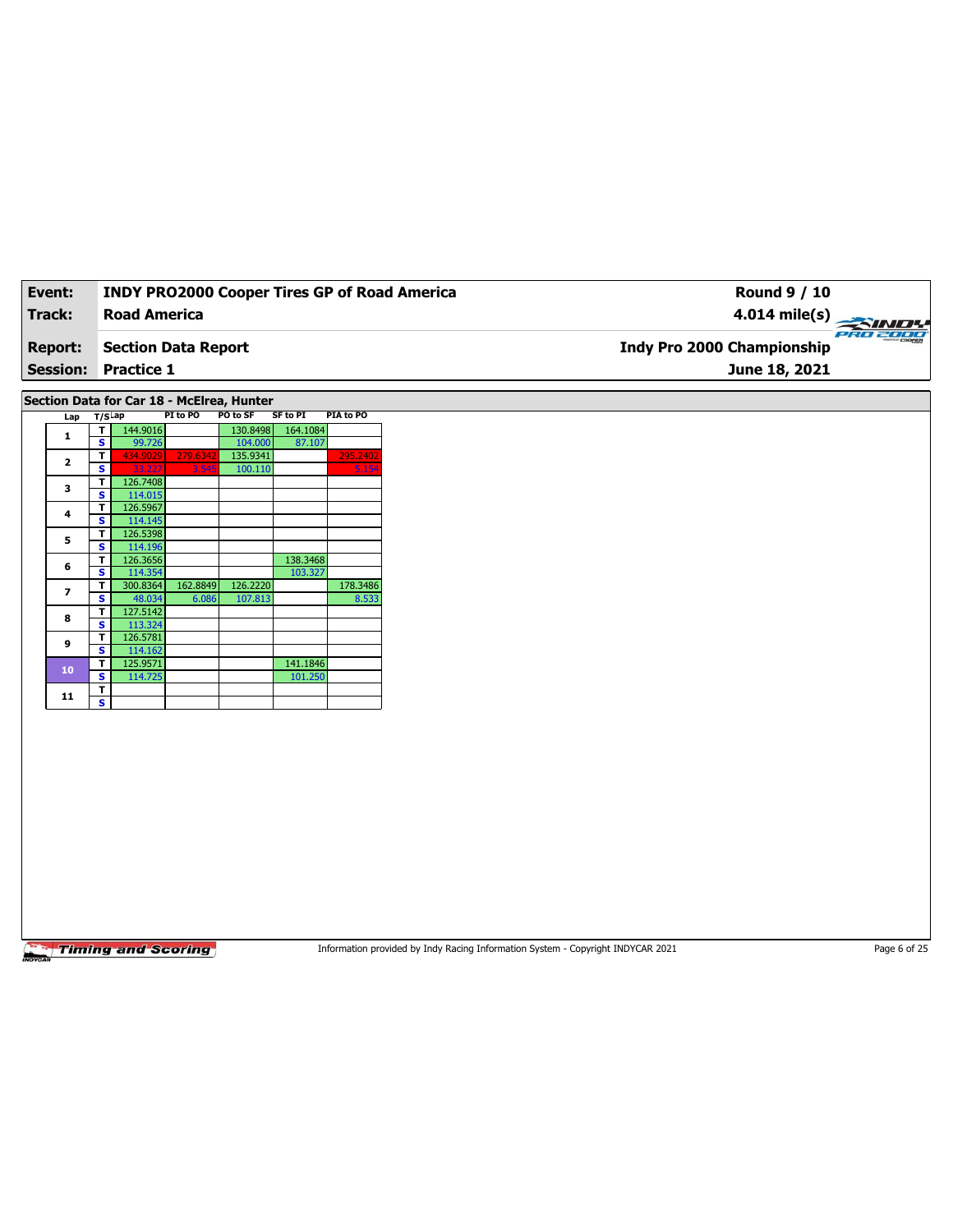| Event: | INDY PRO2000 Cooper Tires GP of Road America | Round 9 / 10 |
|---|---|---|
| Track: | Road America | 4.014 mile(s) |
| Report: | Section Data Report | Indy Pro 2000 Championship |
| Session: | Practice 1 | June 18, 2021 |

## Section Data for Car 18 - McElrea, Hunter

| Lap | T/S | Lap | PI to PO | PO to SF | SF to PI | PIA to PO |
|---|---|---|---|---|---|---|
| 1 | T | 144.9016 | | 130.8498 | 164.1084 | |
| | S | 99.726 | | 104.000 | 87.107 | |
| 2 | T | 434.9029 | 279.6342 | 135.9341 | | 295.2402 |
| | S | 33.227 | 3.545 | 100.110 | | 5.154 |
| 3 | T | 126.7408 | | | | |
| | S | 114.015 | | | | |
| 4 | T | 126.5967 | | | | |
| | S | 114.145 | | | | |
| 5 | T | 126.5398 | | | | |
| | S | 114.196 | | | | |
| 6 | T | 126.3656 | | | 138.3468 | |
| | S | 114.354 | | | 103.327 | |
| 7 | T | 300.8364 | 162.8849 | 126.2220 | | 178.3486 |
| | S | 48.034 | 6.086 | 107.813 | | 8.533 |
| 8 | T | 127.5142 | | | | |
| | S | 113.324 | | | | |
| 9 | T | 126.5781 | | | | |
| | S | 114.162 | | | | |
| 10 | T | 125.9571 | | | 141.1846 | |
| | S | 114.725 | | | 101.250 | |
| 11 | T | | | | | |
| | S | | | | | |

Information provided by Indy Racing Information System - Copyright INDYCAR 2021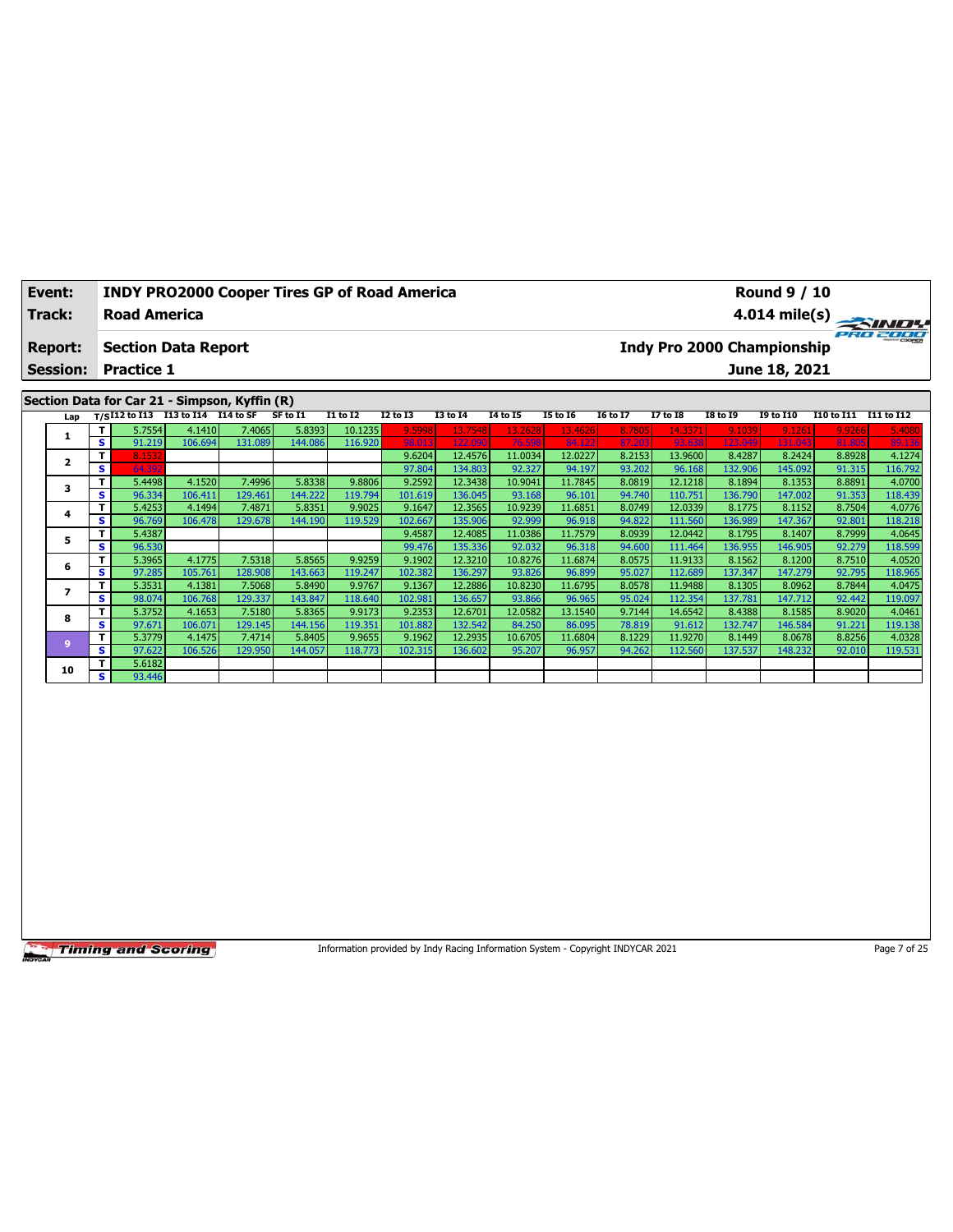| Event: | INDY PRO2000 Cooper Tires GP of Road America | Round 9 / 10 |
|---|---|---|
| Track: | Road America | 4.014 mile(s) |
| Report: | Section Data Report | Indy Pro 2000 Championship |
| Session: | Practice 1 | June 18, 2021 |

## Section Data for Car 21 - Simpson, Kyffin (R)

| Lap | T/S | I12 to I13 | I13 to I14 | I14 to SF | SF to I1 | I1 to I2 | I2 to I3 | I3 to I4 | I4 to I5 | I5 to I6 | I6 to I7 | I7 to I8 | I8 to I9 | I9 to I10 | I10 to I11 | I11 to I12 |
|---|---|---|---|---|---|---|---|---|---|---|---|---|---|---|---|---|
| 1 | T | 5.7554 | 4.1410 | 7.4065 | 5.8393 | 10.1235 | 9.5998 | 13.7548 | 13.2628 | 13.4626 | 8.7805 | 14.3371 | 9.1039 | 9.1261 | 9.9266 | 5.4080 |
| | S | 91.219 | 106.694 | 131.089 | 144.086 | 116.920 | 98.013 | 122.090 | 76.598 | 84.122 | 87.203 | 93.638 | 123.049 | 131.043 | 81.805 | 89.136 |
| 2 | T | 8.1532 | | | | | 9.6204 | 12.4576 | 11.0034 | 12.0227 | 8.2153 | 13.9600 | 8.4287 | 8.2424 | 8.8928 | 4.1274 |
| | S | 64.392 | | | | | 97.804 | 134.803 | 92.327 | 94.197 | 93.202 | 96.168 | 132.906 | 145.092 | 91.315 | 116.792 |
| 3 | T | 5.4498 | 4.1520 | 7.4996 | 5.8338 | 9.8806 | 9.2592 | 12.3438 | 10.9041 | 11.7845 | 8.0819 | 12.1218 | 8.1894 | 8.1353 | 8.8891 | 4.0700 |
| | S | 96.334 | 106.411 | 129.461 | 144.222 | 119.794 | 101.619 | 136.045 | 93.168 | 96.101 | 94.740 | 110.751 | 136.790 | 147.002 | 91.353 | 118.439 |
| 4 | T | 5.4253 | 4.1494 | 7.4871 | 5.8351 | 9.9025 | 9.1647 | 12.3565 | 10.9239 | 11.6851 | 8.0749 | 12.0339 | 8.1775 | 8.1152 | 8.7504 | 4.0776 |
| | S | 96.769 | 106.478 | 129.678 | 144.190 | 119.529 | 102.667 | 135.906 | 92.999 | 96.918 | 94.822 | 111.560 | 136.989 | 147.367 | 92.801 | 118.218 |
| 5 | T | 5.4387 | | | | | 9.4587 | 12.4085 | 11.0386 | 11.7579 | 8.0939 | 12.0442 | 8.1795 | 8.1407 | 8.7999 | 4.0645 |
| | S | 96.530 | | | | | 99.476 | 135.336 | 92.032 | 96.318 | 94.600 | 111.464 | 136.955 | 146.905 | 92.279 | 118.599 |
| 6 | T | 5.3965 | 4.1775 | 7.5318 | 5.8565 | 9.9259 | 9.1902 | 12.3210 | 10.8276 | 11.6874 | 8.0575 | 11.9133 | 8.1562 | 8.1200 | 8.7510 | 4.0520 |
| | S | 97.285 | 105.761 | 128.908 | 143.663 | 119.247 | 102.382 | 136.297 | 93.826 | 96.899 | 95.027 | 112.689 | 137.347 | 147.279 | 92.795 | 118.965 |
| 7 | T | 5.3531 | 4.1381 | 7.5068 | 5.8490 | 9.9767 | 9.1367 | 12.2886 | 10.8230 | 11.6795 | 8.0578 | 11.9488 | 8.1305 | 8.0962 | 8.7844 | 4.0475 |
| | S | 98.074 | 106.768 | 129.337 | 143.847 | 118.640 | 102.981 | 136.657 | 93.866 | 96.965 | 95.024 | 112.354 | 137.781 | 147.712 | 92.442 | 119.097 |
| 8 | T | 5.3752 | 4.1653 | 7.5180 | 5.8365 | 9.9173 | 9.2353 | 12.6701 | 12.0582 | 13.1540 | 9.7144 | 14.6542 | 8.4388 | 8.1585 | 8.9020 | 4.0461 |
| | S | 97.671 | 106.071 | 129.145 | 144.156 | 119.351 | 101.882 | 132.542 | 84.250 | 86.095 | 78.819 | 91.612 | 132.747 | 146.584 | 91.221 | 119.138 |
| 9 | T | 5.3779 | 4.1475 | 7.4714 | 5.8405 | 9.9655 | 9.1962 | 12.2935 | 10.6705 | 11.6804 | 8.1229 | 11.9270 | 8.1449 | 8.0678 | 8.8256 | 4.0328 |
| | S | 97.622 | 106.526 | 129.950 | 144.057 | 118.773 | 102.315 | 136.602 | 95.207 | 96.957 | 94.262 | 112.560 | 137.537 | 148.232 | 92.010 | 119.531 |
| 10 | T | 5.6182 | | | | | | | | | | | | | | |
| | S | 93.446 | | | | | | | | | | | | | | |

Information provided by Indy Racing Information System - Copyright INDYCAR 2021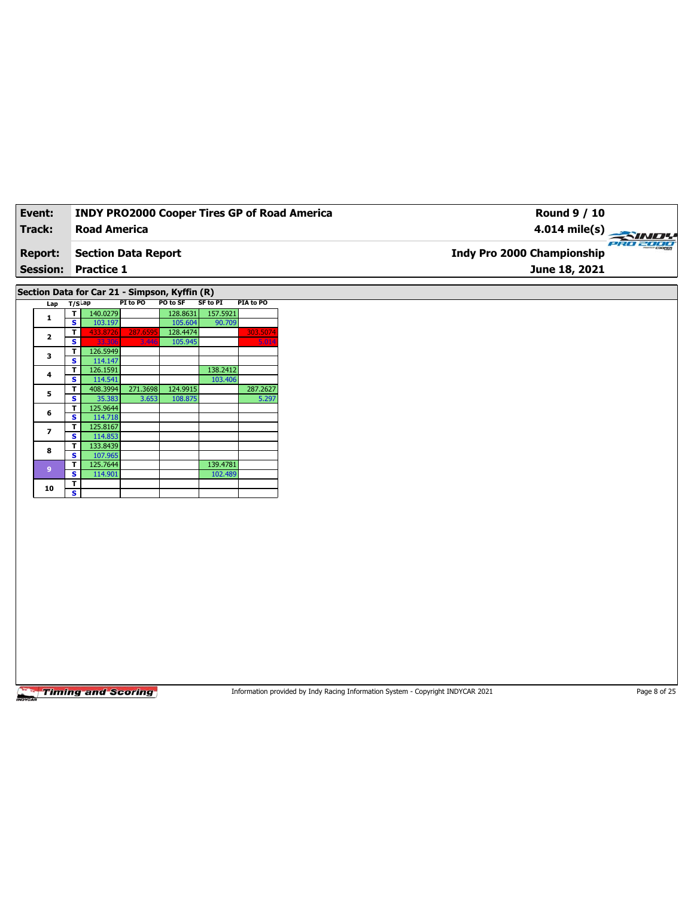| Event: | INDY PRO2000 Cooper Tires GP of Road America | Round 9 / 10 |
|---|---|---|
| Track: | Road America | 4.014 mile(s) |
| Report: | Section Data Report | Indy Pro 2000 Championship |
| Session: | Practice 1 | June 18, 2021 |

## Section Data for Car 21 - Simpson, Kyffin (R)

| Lap | T/S | Lap | PI to PO | PO to SF | SF to PI | PIA to PO |
|---|---|---|---|---|---|---|
| 1 | T | 140.0279 | | 128.8631 | 157.5921 | |
| | S | 103.197 | | 105.604 | 90.709 | |
| 2 | T | 433.8726 | 287.6595 | 128.4474 | | 303.5074 |
| | S | 33.306 | 3.446 | 105.945 | | 5.014 |
| 3 | T | 126.5949 | | | | |
| | S | 114.147 | | | | |
| 4 | T | 126.1591 | | | 138.2412 | |
| | S | 114.541 | | | 103.406 | |
| 5 | T | 408.3994 | 271.3698 | 124.9915 | | 287.2627 |
| | S | 35.383 | 3.653 | 108.875 | | 5.297 |
| 6 | T | 125.9644 | | | | |
| | S | 114.718 | | | | |
| 7 | T | 125.8167 | | | | |
| | S | 114.853 | | | | |
| 8 | T | 133.8439 | | | | |
| | S | 107.965 | | | | |
| 9 | T | 125.7644 | | | 139.4781 | |
| | S | 114.901 | | | 102.489 | |
| 10 | T | | | | | |
| | S | | | | | |

Information provided by Indy Racing Information System - Copyright INDYCAR 2021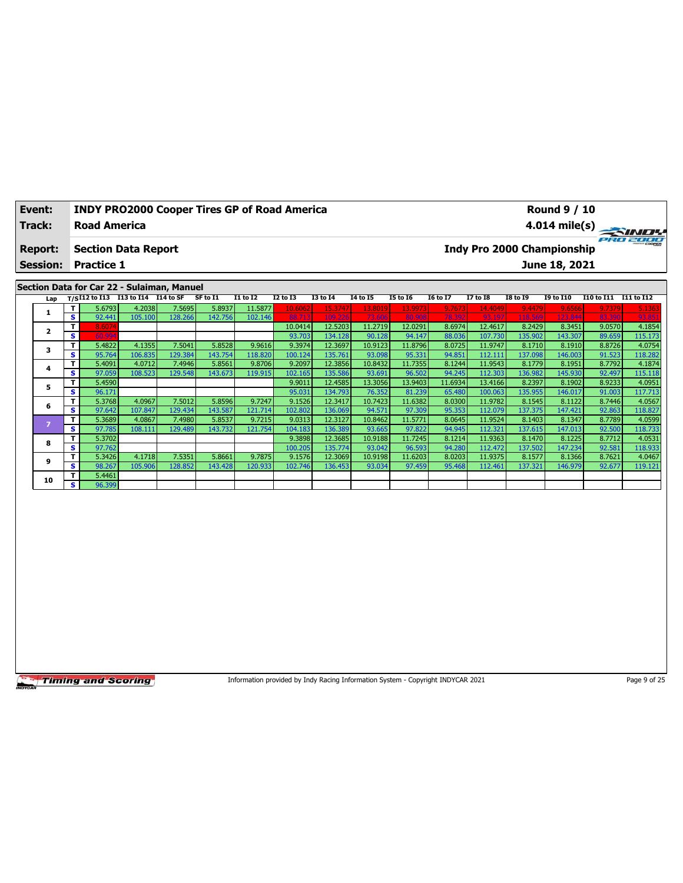| **Event:** | **INDY PRO2000 Cooper Tires GP of Road America** | **Round 9 / 10** |
|---|---|---|
| **Track:** | **Road America** | **4.014 mile(s)** |
| **Report:** | **Section Data Report** | **Indy Pro 2000 Championship** |
| **Session:** | **Practice 1** | **June 18, 2021** |

## Section Data for Car 22 - Sulaiman, Manuel

| Lap | T/S | I12 to I13 | I13 to I14 | I14 to SF | SF to I1 | I1 to I2 | I2 to I3 | I3 to I4 | I4 to I5 | I5 to I6 | I6 to I7 | I7 to I8 | I8 to I9 | I9 to I10 | I10 to I11 | I11 to I12 |
|---|---|---|---|---|---|---|---|---|---|---|---|---|---|---|---|---|
| 1 | T | 5.6793 | 4.2038 | 7.5695 | 5.8937 | 11.5877 | 10.6062 | 15.3747 | 13.8019 | 13.9973 | 9.7673 | 14.4049 | 9.4479 | 9.6566 | 9.7379 | 5.1363 |
| | S | 92.441 | 105.100 | 128.266 | 142.756 | 102.146 | 88.713 | 109.226 | 73.606 | 80.908 | 78.392 | 93.197 | 118.569 | 123.844 | 83.390 | 93.851 |
| 2 | T | 8.6074 | | | | | 10.0414 | 12.5203 | 11.2719 | 12.0291 | 8.6974 | 12.4617 | 8.2429 | 8.3451 | 9.0570 | 4.1854 |
| | S | 60.994 | | | | | 93.703 | 134.128 | 90.128 | 94.147 | 88.036 | 107.730 | 135.902 | 143.307 | 89.659 | 115.173 |
| 3 | T | 5.4822 | 4.1355 | 7.5041 | 5.8528 | 9.9616 | 9.3974 | 12.3697 | 10.9123 | 11.8796 | 8.0725 | 11.9747 | 8.1710 | 8.1910 | 8.8726 | 4.0754 |
| | S | 95.764 | 106.835 | 129.384 | 143.754 | 118.820 | 100.124 | 135.761 | 93.098 | 95.331 | 94.851 | 112.111 | 137.098 | 146.003 | 91.523 | 118.282 |
| 4 | T | 5.4091 | 4.0712 | 7.4946 | 5.8561 | 9.8706 | 9.2097 | 12.3856 | 10.8432 | 11.7355 | 8.1244 | 11.9543 | 8.1779 | 8.1951 | 8.7792 | 4.1874 |
| | S | 97.059 | 108.523 | 129.548 | 143.673 | 119.915 | 102.165 | 135.586 | 93.691 | 96.502 | 94.245 | 112.303 | 136.982 | 145.930 | 92.497 | 115.118 |
| 5 | T | 5.4590 | | | | | 9.9011 | 12.4585 | 13.3056 | 13.9403 | 11.6934 | 13.4166 | 8.2397 | 8.1902 | 8.9233 | 4.0951 |
| | S | 96.171 | | | | | 95.031 | 134.793 | 76.352 | 81.239 | 65.480 | 100.063 | 135.955 | 146.017 | 91.003 | 117.713 |
| 6 | T | 5.3768 | 4.0967 | 7.5012 | 5.8596 | 9.7247 | 9.1526 | 12.3417 | 10.7423 | 11.6382 | 8.0300 | 11.9782 | 8.1545 | 8.1122 | 8.7446 | 4.0567 |
| | S | 97.642 | 107.847 | 129.434 | 143.587 | 121.714 | 102.802 | 136.069 | 94.571 | 97.309 | 95.353 | 112.079 | 137.375 | 147.421 | 92.863 | 118.827 |
| 7 | T | 5.3689 | 4.0867 | 7.4980 | 5.8537 | 9.7215 | 9.0313 | 12.3127 | 10.8462 | 11.5771 | 8.0645 | 11.9524 | 8.1403 | 8.1347 | 8.7789 | 4.0599 |
| | S | 97.785 | 108.111 | 129.489 | 143.732 | 121.754 | 104.183 | 136.389 | 93.665 | 97.822 | 94.945 | 112.321 | 137.615 | 147.013 | 92.500 | 118.733 |
| 8 | T | 5.3702 | | | | | 9.3898 | 12.3685 | 10.9188 | 11.7245 | 8.1214 | 11.9363 | 8.1470 | 8.1225 | 8.7712 | 4.0531 |
| | S | 97.762 | | | | | 100.205 | 135.774 | 93.042 | 96.593 | 94.280 | 112.472 | 137.502 | 147.234 | 92.581 | 118.933 |
| 9 | T | 5.3426 | 4.1718 | 7.5351 | 5.8661 | 9.7875 | 9.1576 | 12.3069 | 10.9198 | 11.6203 | 8.0203 | 11.9375 | 8.1577 | 8.1366 | 8.7621 | 4.0467 |
| | S | 98.267 | 105.906 | 128.852 | 143.428 | 120.933 | 102.746 | 136.453 | 93.034 | 97.459 | 95.468 | 112.461 | 137.321 | 146.979 | 92.677 | 119.121 |
| 10 | T | 5.4461 | | | | | | | | | | | | | | |
| | S | 96.399 | | | | | | | | | | | | | | |

Information provided by Indy Racing Information System - Copyright INDYCAR 2021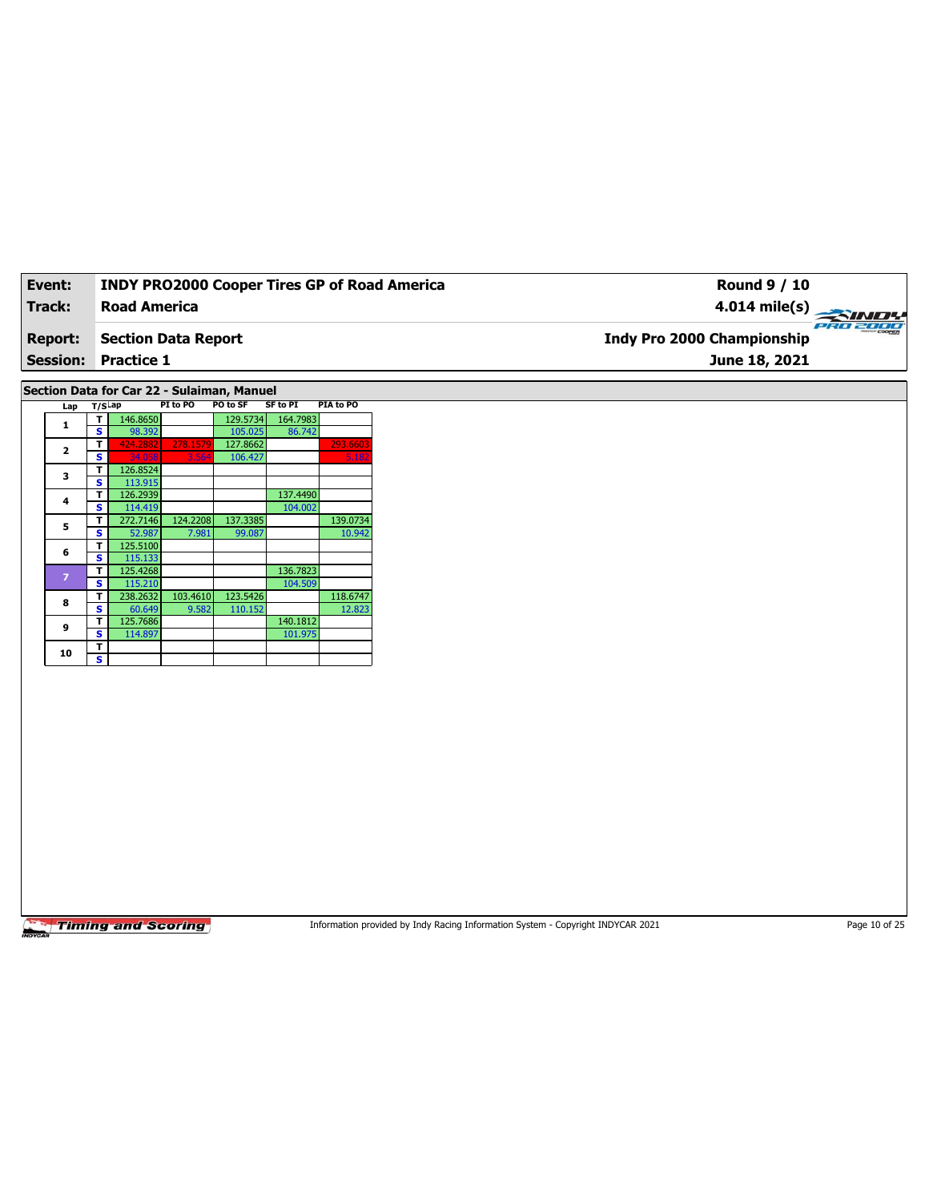| Event: | INDY PRO2000 Cooper Tires GP of Road America | Round 9 / 10 |
|---|---|---|
| Track: | Road America | 4.014 mile(s) |
| Report: | Section Data Report | Indy Pro 2000 Championship |
| Session: | Practice 1 | June 18, 2021 |

## Section Data for Car 22 - Sulaiman, Manuel

| Lap | T/S | Lap | PI to PO | PO to SF | SF to PI | PIA to PO |
|---|---|---|---|---|---|---|
| 1 | T | 146.8650 | | 129.5734 | 164.7983 | |
| | S | 98.392 | | 105.025 | 86.742 | |
| 2 | T | 424.2882 | 278.1579 | 127.8662 | | 293.6603 |
| | S | 34.058 | 3.564 | 106.427 | | 5.182 |
| 3 | T | 126.8524 | | | | |
| | S | 113.915 | | | | |
| 4 | T | 126.2939 | | | 137.4490 | |
| | S | 114.419 | | | 104.002 | |
| 5 | T | 272.7146 | 124.2208 | 137.3385 | | 139.0734 |
| | S | 52.987 | 7.981 | 99.087 | | 10.942 |
| 6 | T | 125.5100 | | | | |
| | S | 115.133 | | | | |
| 7 | T | 125.4268 | | | 136.7823 | |
| | S | 115.210 | | | 104.509 | |
| 8 | T | 238.2632 | 103.4610 | 123.5426 | | 118.6747 |
| | S | 60.649 | 9.582 | 110.152 | | 12.823 |
| 9 | T | 125.7686 | | | 140.1812 | |
| | S | 114.897 | | | 101.975 | |
| 10 | T | | | | | |
| | S | | | | | |

Information provided by Indy Racing Information System - Copyright INDYCAR 2021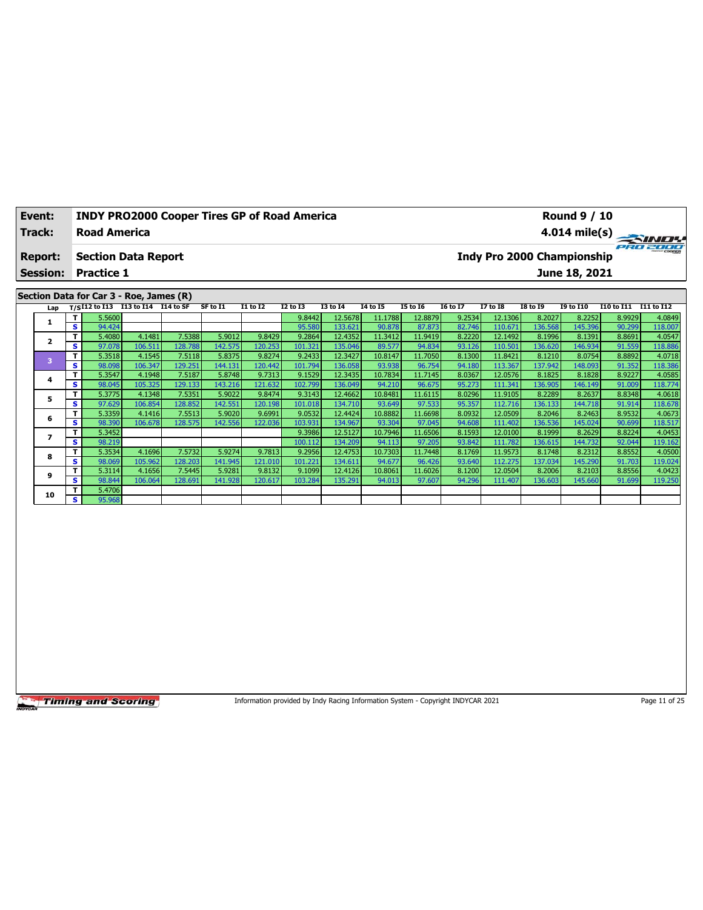| Event: | INDY PRO2000 Cooper Tires GP of Road America | Round 9 / 10 |
|---|---|---|
| Track: | Road America | 4.014 mile(s) |
| Report: | Section Data Report | Indy Pro 2000 Championship |
| Session: | Practice 1 | June 18, 2021 |

## Section Data for Car 3 - Roe, James (R)

| Lap | T/S | I12 to I13 | I13 to I14 | I14 to SF | SF to I1 | I1 to I2 | I2 to I3 | I3 to I4 | I4 to I5 | I5 to I6 | I6 to I7 | I7 to I8 | I8 to I9 | I9 to I10 | I10 to I11 | I11 to I12 |
|---|---|---|---|---|---|---|---|---|---|---|---|---|---|---|---|---|
| 1 | T | 5.5600 | | | | | 9.8442 | 12.5678 | 11.1788 | 12.8879 | 9.2534 | 12.1306 | 8.2027 | 8.2252 | 8.9929 | 4.0849 |
| | S | 94.424 | | | | | 95.580 | 133.621 | 90.878 | 87.873 | 82.746 | 110.671 | 136.568 | 145.396 | 90.299 | 118.007 |
| 2 | T | 5.4080 | 4.1481 | 7.5388 | 5.9012 | 9.8429 | 9.2864 | 12.4352 | 11.3412 | 11.9419 | 8.2220 | 12.1492 | 8.1996 | 8.1391 | 8.8691 | 4.0547 |
| | S | 97.078 | 106.511 | 128.788 | 142.575 | 120.253 | 101.321 | 135.046 | 89.577 | 94.834 | 93.126 | 110.501 | 136.620 | 146.934 | 91.559 | 118.886 |
| 3 | T | 5.3518 | 4.1545 | 7.5118 | 5.8375 | 9.8274 | 9.2433 | 12.3427 | 10.8147 | 11.7050 | 8.1300 | 11.8421 | 8.1210 | 8.0754 | 8.8892 | 4.0718 |
| | S | 98.098 | 106.347 | 129.251 | 144.131 | 120.442 | 101.794 | 136.058 | 93.938 | 96.754 | 94.180 | 113.367 | 137.942 | 148.093 | 91.352 | 118.386 |
| 4 | T | 5.3547 | 4.1948 | 7.5187 | 5.8748 | 9.7313 | 9.1529 | 12.3435 | 10.7834 | 11.7145 | 8.0367 | 12.0576 | 8.1825 | 8.1828 | 8.9227 | 4.0585 |
| | S | 98.045 | 105.325 | 129.133 | 143.216 | 121.632 | 102.799 | 136.049 | 94.210 | 96.675 | 95.273 | 111.341 | 136.905 | 146.149 | 91.009 | 118.774 |
| 5 | T | 5.3775 | 4.1348 | 7.5351 | 5.9022 | 9.8474 | 9.3143 | 12.4662 | 10.8481 | 11.6115 | 8.0296 | 11.9105 | 8.2289 | 8.2637 | 8.8348 | 4.0618 |
| | S | 97.629 | 106.854 | 128.852 | 142.551 | 120.198 | 101.018 | 134.710 | 93.649 | 97.533 | 95.357 | 112.716 | 136.133 | 144.718 | 91.914 | 118.678 |
| 6 | T | 5.3359 | 4.1416 | 7.5513 | 5.9020 | 9.6991 | 9.0532 | 12.4424 | 10.8882 | 11.6698 | 8.0932 | 12.0509 | 8.2046 | 8.2463 | 8.9532 | 4.0673 |
| | S | 98.390 | 106.678 | 128.575 | 142.556 | 122.036 | 103.931 | 134.967 | 93.304 | 97.045 | 94.608 | 111.402 | 136.536 | 145.024 | 90.699 | 118.517 |
| 7 | T | 5.3452 | | | | | 9.3986 | 12.5127 | 10.7946 | 11.6506 | 8.1593 | 12.0100 | 8.1999 | 8.2629 | 8.8224 | 4.0453 |
| | S | 98.219 | | | | | 100.112 | 134.209 | 94.113 | 97.205 | 93.842 | 111.782 | 136.615 | 144.732 | 92.044 | 119.162 |
| 8 | T | 5.3534 | 4.1696 | 7.5732 | 5.9274 | 9.7813 | 9.2956 | 12.4753 | 10.7303 | 11.7448 | 8.1769 | 11.9573 | 8.1748 | 8.2312 | 8.8552 | 4.0500 |
| | S | 98.069 | 105.962 | 128.203 | 141.945 | 121.010 | 101.221 | 134.611 | 94.677 | 96.426 | 93.640 | 112.275 | 137.034 | 145.290 | 91.703 | 119.024 |
| 9 | T | 5.3114 | 4.1656 | 7.5445 | 5.9281 | 9.8132 | 9.1099 | 12.4126 | 10.8061 | 11.6026 | 8.1200 | 12.0504 | 8.2006 | 8.2103 | 8.8556 | 4.0423 |
| | S | 98.844 | 106.064 | 128.691 | 141.928 | 120.617 | 103.284 | 135.291 | 94.013 | 97.607 | 94.296 | 111.407 | 136.603 | 145.660 | 91.699 | 119.250 |
| 10 | T | 5.4706 | | | | | | | | | | | | | | |
| | S | 95.968 | | | | | | | | | | | | | | |

Information provided by Indy Racing Information System - Copyright INDYCAR 2021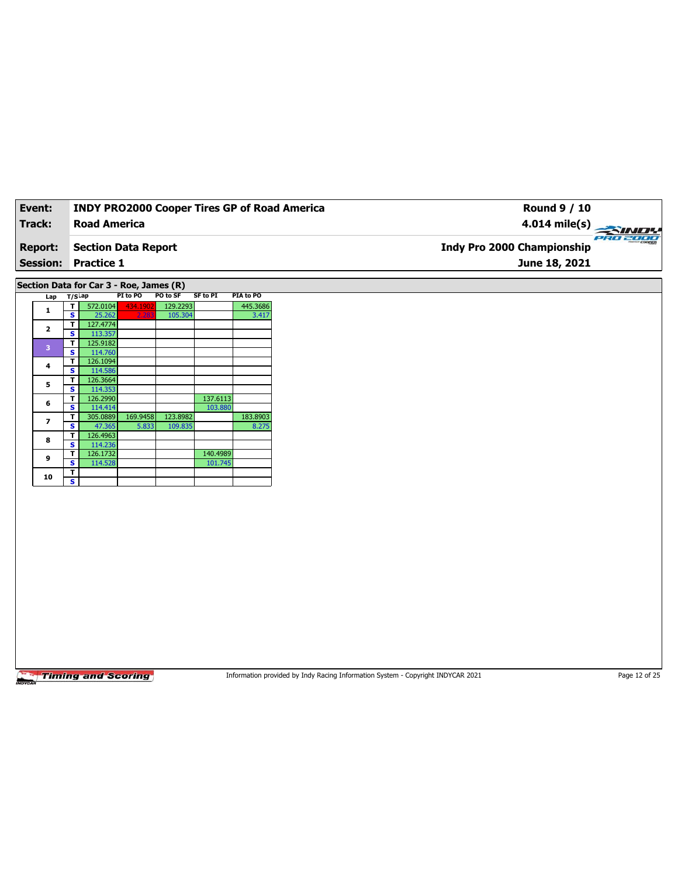| Event: | INDY PRO2000 Cooper Tires GP of Road America | Round 9 / 10 |
|---|---|---|
| Track: | Road America | 4.014 mile(s) |
| Report: | Section Data Report | Indy Pro 2000 Championship |
| Session: | Practice 1 | June 18, 2021 |

## Section Data for Car 3 - Roe, James (R)

| Lap | T/S | Lap | PI to PO | PO to SF | SF to PI | PIA to PO |
|---|---|---|---|---|---|---|
| 1 | T | 572.0104 | 434.1902 | 129.2293 | | 445.3686 |
| | S | 25.262 | 2.283 | 105.304 | | 3.417 |
| 2 | T | 127.4774 | | | | |
| | S | 113.357 | | | | |
| 3 | T | 125.9182 | | | | |
| | S | 114.760 | | | | |
| 4 | T | 126.1094 | | | | |
| | S | 114.586 | | | | |
| 5 | T | 126.3664 | | | | |
| | S | 114.353 | | | | |
| 6 | T | 126.2990 | | | 137.6113 | |
| | S | 114.414 | | | 103.880 | |
| 7 | T | 305.0889 | 169.9458 | 123.8982 | | 183.8903 |
| | S | 47.365 | 5.833 | 109.835 | | 8.275 |
| 8 | T | 126.4963 | | | | |
| | S | 114.236 | | | | |
| 9 | T | 126.1732 | | | 140.4989 | |
| | S | 114.528 | | | 101.745 | |
| 10 | T | | | | | |
| | S | | | | | |

Information provided by Indy Racing Information System - Copyright INDYCAR 2021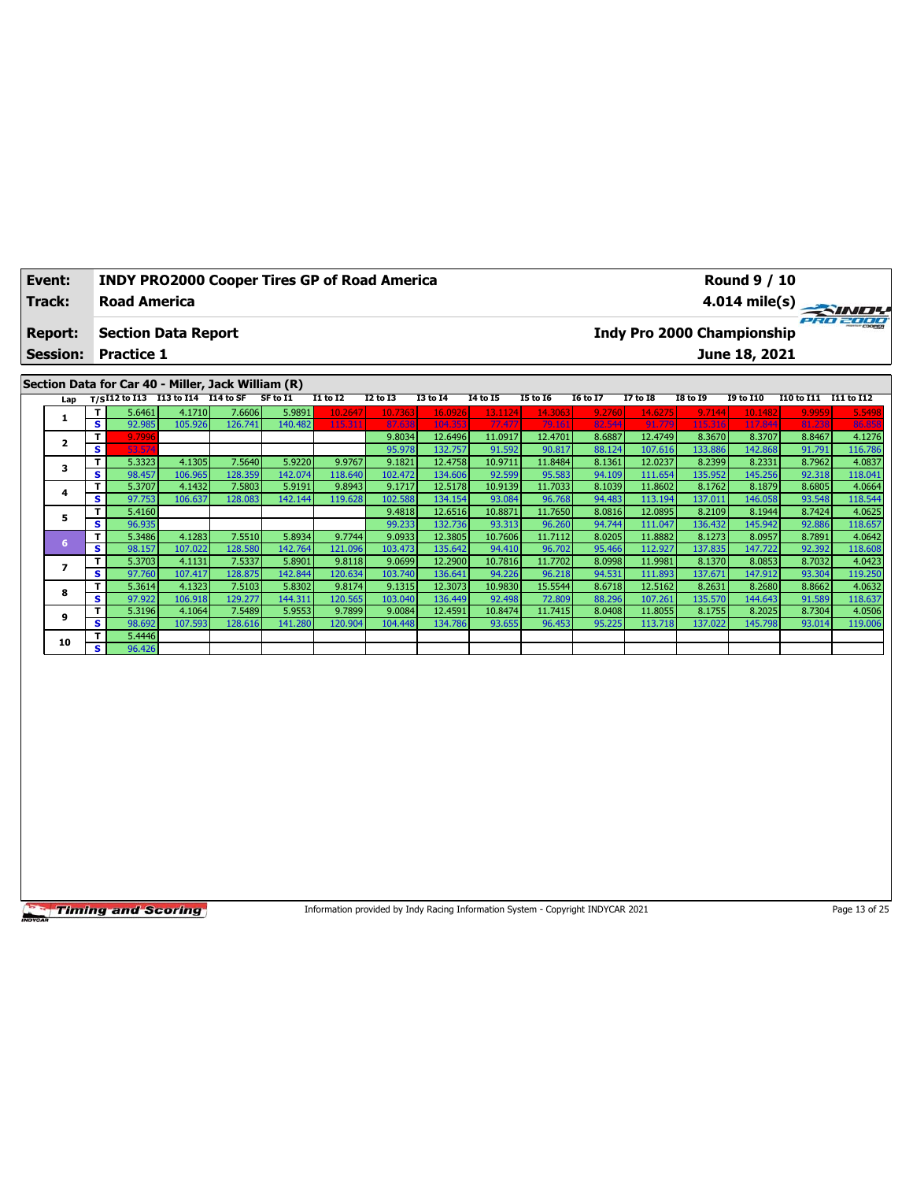| Event: | INDY PRO2000 Cooper Tires GP of Road America | Round 9 / 10 |
|---|---|---|
| Track: | Road America | 4.014 mile(s) |
| Report: | Section Data Report | Indy Pro 2000 Championship |
| Session: | Practice 1 | June 18, 2021 |

## Section Data for Car 40 - Miller, Jack William (R)

| Lap | T/S | I12 to I13 | I13 to I14 | I14 to SF | SF to I1 | I1 to I2 | I2 to I3 | I3 to I4 | I4 to I5 | I5 to I6 | I6 to I7 | I7 to I8 | I8 to I9 | I9 to I10 | I10 to I11 | I11 to I12 |
|---|---|---|---|---|---|---|---|---|---|---|---|---|---|---|---|---|
| 1 | T | 5.6461 | 4.1710 | 7.6606 | 5.9891 | 10.2647 | 10.7363 | 16.0926 | 13.1124 | 14.3063 | 9.2760 | 14.6275 | 9.7144 | 10.1482 | 9.9959 | 5.5498 |
| | S | 92.985 | 105.926 | 126.741 | 140.482 | 115.311 | 87.638 | 104.353 | 77.477 | 79.161 | 82.544 | 91.779 | 115.316 | 117.844 | 81.238 | 86.858 |
| 2 | T | 9.7996 | | | | | 9.8034 | 12.6496 | 11.0917 | 12.4701 | 8.6887 | 12.4749 | 8.3670 | 8.3707 | 8.8467 | 4.1276 |
| | S | 53.574 | | | | | 95.978 | 132.757 | 91.592 | 90.817 | 88.124 | 107.616 | 133.886 | 142.868 | 91.791 | 116.786 |
| 3 | T | 5.3323 | 4.1305 | 7.5640 | 5.9220 | 9.9767 | 9.1821 | 12.4758 | 10.9711 | 11.8484 | 8.1361 | 12.0237 | 8.2399 | 8.2331 | 8.7962 | 4.0837 |
| | S | 98.457 | 106.965 | 128.359 | 142.074 | 118.640 | 102.472 | 134.606 | 92.599 | 95.583 | 94.109 | 111.654 | 135.952 | 145.256 | 92.318 | 118.041 |
| 4 | T | 5.3707 | 4.1432 | 7.5803 | 5.9191 | 9.8943 | 9.1717 | 12.5178 | 10.9139 | 11.7033 | 8.1039 | 11.8602 | 8.1762 | 8.1879 | 8.6805 | 4.0664 |
| | S | 97.753 | 106.637 | 128.083 | 142.144 | 119.628 | 102.588 | 134.154 | 93.084 | 96.768 | 94.483 | 113.194 | 137.011 | 146.058 | 93.548 | 118.544 |
| 5 | T | 5.4160 | | | | | 9.4818 | 12.6516 | 10.8871 | 11.7650 | 8.0816 | 12.0895 | 8.2109 | 8.1944 | 8.7424 | 4.0625 |
| | S | 96.935 | | | | | 99.233 | 132.736 | 93.313 | 96.260 | 94.744 | 111.047 | 136.432 | 145.942 | 92.886 | 118.657 |
| 6 | T | 5.3486 | 4.1283 | 7.5510 | 5.8934 | 9.7744 | 9.0933 | 12.3805 | 10.7606 | 11.7112 | 8.0205 | 11.8882 | 8.1273 | 8.0957 | 8.7891 | 4.0642 |
| | S | 98.157 | 107.022 | 128.580 | 142.764 | 121.096 | 103.473 | 135.642 | 94.410 | 96.702 | 95.466 | 112.927 | 137.835 | 147.722 | 92.392 | 118.608 |
| 7 | T | 5.3703 | 4.1131 | 7.5337 | 5.8901 | 9.8118 | 9.0699 | 12.2900 | 10.7816 | 11.7702 | 8.0998 | 11.9981 | 8.1370 | 8.0853 | 8.7032 | 4.0423 |
| | S | 97.760 | 107.417 | 128.875 | 142.844 | 120.634 | 103.740 | 136.641 | 94.226 | 96.218 | 94.531 | 111.893 | 137.671 | 147.912 | 93.304 | 119.250 |
| 8 | T | 5.3614 | 4.1323 | 7.5103 | 5.8302 | 9.8174 | 9.1315 | 12.3073 | 10.9830 | 15.5544 | 8.6718 | 12.5162 | 8.2631 | 8.2680 | 8.8662 | 4.0632 |
| | S | 97.922 | 106.918 | 129.277 | 144.311 | 120.565 | 103.040 | 136.449 | 92.498 | 72.809 | 88.296 | 107.261 | 135.570 | 144.643 | 91.589 | 118.637 |
| 9 | T | 5.3196 | 4.1064 | 7.5489 | 5.9553 | 9.7899 | 9.0084 | 12.4591 | 10.8474 | 11.7415 | 8.0408 | 11.8055 | 8.1755 | 8.2025 | 8.7304 | 4.0506 |
| | S | 98.692 | 107.593 | 128.616 | 141.280 | 120.904 | 104.448 | 134.786 | 93.655 | 96.453 | 95.225 | 113.718 | 137.022 | 145.798 | 93.014 | 119.006 |
| 10 | T | 5.4446 | | | | | | | | | | | | | | |
| | S | 96.426 | | | | | | | | | | | | | | |

Information provided by Indy Racing Information System - Copyright INDYCAR 2021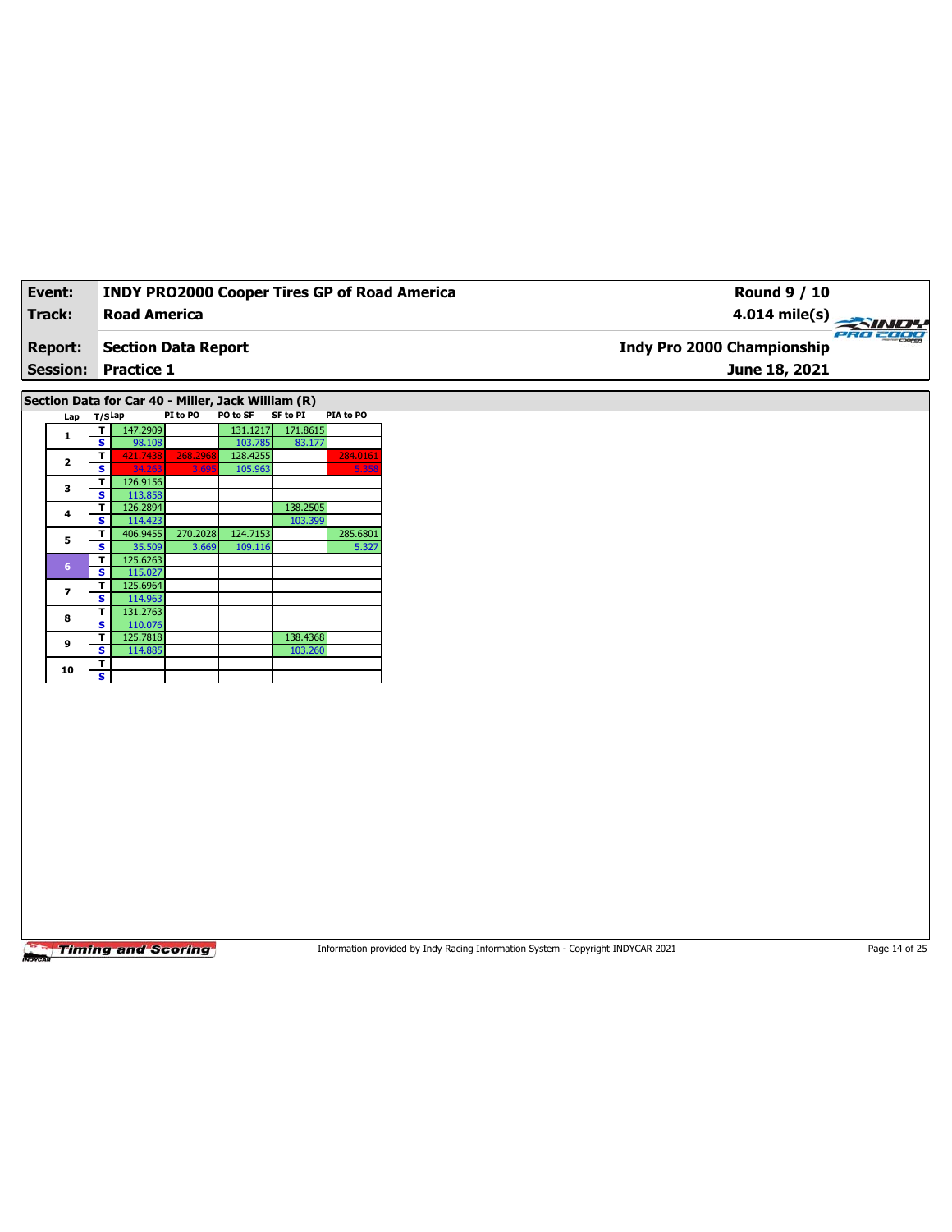| Event: | INDY PRO2000 Cooper Tires GP of Road America | Round 9 / 10 |
|---|---|---|
| Track: | Road America | 4.014 mile(s) |
| Report: | Section Data Report | Indy Pro 2000 Championship |
| Session: | Practice 1 | June 18, 2021 |

## Section Data for Car 40 - Miller, Jack William (R)

| Lap | T/S | Lap | PI to PO | PO to SF | SF to PI | PIA to PO |
|---|---|---|---|---|---|---|
| 1 | T | 147.2909 | | 131.1217 | 171.8615 | |
| | S | 98.108 | | 103.785 | 83.177 | |
| 2 | T | 421.7438 | 268.2968 | 128.4255 | | 284.0161 |
| | S | 34.263 | 3.695 | 105.963 | | 5.358 |
| 3 | T | 126.9156 | | | | |
| | S | 113.858 | | | | |
| 4 | T | 126.2894 | | | 138.2505 | |
| | S | 114.423 | | | 103.399 | |
| 5 | T | 406.9455 | 270.2028 | 124.7153 | | 285.6801 |
| | S | 35.509 | 3.669 | 109.116 | | 5.327 |
| 6 | T | 125.6263 | | | | |
| | S | 115.027 | | | | |
| 7 | T | 125.6964 | | | | |
| | S | 114.963 | | | | |
| 8 | T | 131.2763 | | | | |
| | S | 110.076 | | | | |
| 9 | T | 125.7818 | | | 138.4368 | |
| | S | 114.885 | | | 103.260 | |
| 10 | T | | | | | |
| | S | | | | | |

Information provided by Indy Racing Information System - Copyright INDYCAR 2021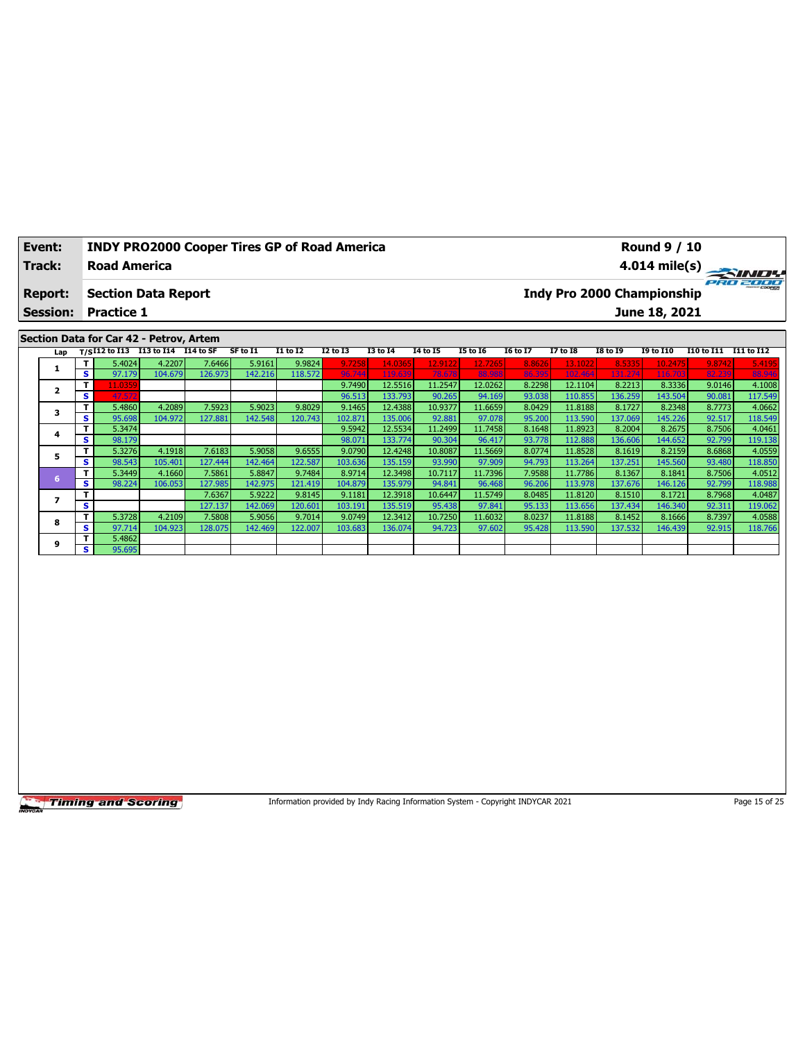| Event: | INDY PRO2000 Cooper Tires GP of Road America | Round 9 / 10 |
|---|---|---|
| Track: | Road America | 4.014 mile(s) |
| Report: | Section Data Report | Indy Pro 2000 Championship |
| Session: | Practice 1 | June 18, 2021 |

## Section Data for Car 42 - Petrov, Artem

| Lap | T/S | I12 to I13 | I13 to I14 | I14 to SF | SF to I1 | I1 to I2 | I2 to I3 | I3 to I4 | I4 to I5 | I5 to I6 | I6 to I7 | I7 to I8 | I8 to I9 | I9 to I10 | I10 to I11 | I11 to I12 |
|---|---|---|---|---|---|---|---|---|---|---|---|---|---|---|---|---|
| 1 | T | 5.4024 | 4.2207 | 7.6466 | 5.9161 | 9.9824 | 9.7258 | 14.0365 | 12.9122 | 12.7265 | 8.8626 | 13.1022 | 8.5335 | 10.2475 | 9.8742 | 5.4195 |
| | S | 97.179 | 104.679 | 126.973 | 142.216 | 118.572 | 96.744 | 119.639 | 78.678 | 88.988 | 86.395 | 102.464 | 131.274 | 116.703 | 82.239 | 88.946 |
| 2 | T | 11.0359 | | | | | 9.7490 | 12.5516 | 11.2547 | 12.0262 | 8.2298 | 12.1104 | 8.2213 | 8.3336 | 9.0146 | 4.1008 |
| | S | 47.572 | | | | | 96.513 | 133.793 | 90.265 | 94.169 | 93.038 | 110.855 | 136.259 | 143.504 | 90.081 | 117.549 |
| 3 | T | 5.4860 | 4.2089 | 7.5923 | 5.9023 | 9.8029 | 9.1465 | 12.4388 | 10.9377 | 11.6659 | 8.0429 | 11.8188 | 8.1727 | 8.2348 | 8.7773 | 4.0662 |
| | S | 95.698 | 104.972 | 127.881 | 142.548 | 120.743 | 102.871 | 135.006 | 92.881 | 97.078 | 95.200 | 113.590 | 137.069 | 145.226 | 92.517 | 118.549 |
| 4 | T | 5.3474 | | | | | 9.5942 | 12.5534 | 11.2499 | 11.7458 | 8.1648 | 11.8923 | 8.2004 | 8.2675 | 8.7506 | 4.0461 |
| | S | 98.179 | | | | | 98.071 | 133.774 | 90.304 | 96.417 | 93.778 | 112.888 | 136.606 | 144.652 | 92.799 | 119.138 |
| 5 | T | 5.3276 | 4.1918 | 7.6183 | 5.9058 | 9.6555 | 9.0790 | 12.4248 | 10.8087 | 11.5669 | 8.0774 | 11.8528 | 8.1619 | 8.2159 | 8.6868 | 4.0559 |
| | S | 98.543 | 105.401 | 127.444 | 142.464 | 122.587 | 103.636 | 135.159 | 93.990 | 97.909 | 94.793 | 113.264 | 137.251 | 145.560 | 93.480 | 118.850 |
| 6 | T | 5.3449 | 4.1660 | 7.5861 | 5.8847 | 9.7484 | 8.9714 | 12.3498 | 10.7117 | 11.7396 | 7.9588 | 11.7786 | 8.1367 | 8.1841 | 8.7506 | 4.0512 |
| | S | 98.224 | 106.053 | 127.985 | 142.975 | 121.419 | 104.879 | 135.979 | 94.841 | 96.468 | 96.206 | 113.978 | 137.676 | 146.126 | 92.799 | 118.988 |
| 7 | T | | | 7.6367 | 5.9222 | 9.8145 | 9.1181 | 12.3918 | 10.6447 | 11.5749 | 8.0485 | 11.8120 | 8.1510 | 8.1721 | 8.7968 | 4.0487 |
| | S | | | 127.137 | 142.069 | 120.601 | 103.191 | 135.519 | 95.438 | 97.841 | 95.133 | 113.656 | 137.434 | 146.340 | 92.311 | 119.062 |
| 8 | T | 5.3728 | 4.2109 | 7.5808 | 5.9056 | 9.7014 | 9.0749 | 12.3412 | 10.7250 | 11.6032 | 8.0237 | 11.8188 | 8.1452 | 8.1666 | 8.7397 | 4.0588 |
| | S | 97.714 | 104.923 | 128.075 | 142.469 | 122.007 | 103.683 | 136.074 | 94.723 | 97.602 | 95.428 | 113.590 | 137.532 | 146.439 | 92.915 | 118.766 |
| 9 | T | 5.4862 | | | | | | | | | | | | | | |
| | S | 95.695 | | | | | | | | | | | | | | |

Information provided by Indy Racing Information System - Copyright INDYCAR 2021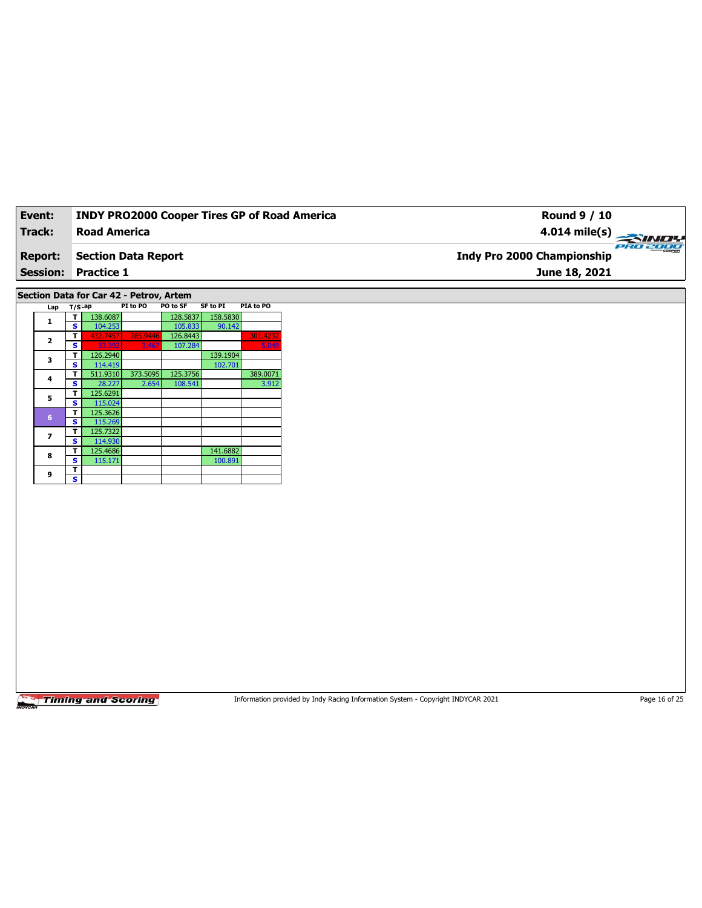| Event: | INDY PRO2000 Cooper Tires GP of Road America | Round 9 / 10 |
|---|---|---|
| Track: | Road America | 4.014 mile(s) |
| Report: | Section Data Report | Indy Pro 2000 Championship |
| Session: | Practice 1 | June 18, 2021 |

## Section Data for Car 42 - Petrov, Artem

| Lap | T/S | Lap | PI to PO | PO to SF | SF to PI | PIA to PO |
|---|---|---|---|---|---|---|
| 1 | T | 138.6087 | | 128.5837 | 158.5830 | |
| | S | 104.253 | | 105.833 | 90.142 | |
| 2 | T | 432.7457 | 285.9446 | 126.8443 | | 301.4232 |
| | S | 33.392 | 3.467 | 107.284 | | 5.049 |
| 3 | T | 126.2940 | | | 139.1904 | |
| | S | 114.419 | | | 102.701 | |
| 4 | T | 511.9310 | 373.5095 | 125.3756 | | 389.0071 |
| | S | 28.227 | 2.654 | 108.541 | | 3.912 |
| 5 | T | 125.6291 | | | | |
| | S | 115.024 | | | | |
| 6 | T | 125.3626 | | | | |
| | S | 115.269 | | | | |
| 7 | T | 125.7322 | | | | |
| | S | 114.930 | | | | |
| 8 | T | 125.4686 | | | 141.6882 | |
| | S | 115.171 | | | 100.891 | |
| 9 | T | | | | | |
| | S | | | | | |

Information provided by Indy Racing Information System - Copyright INDYCAR 2021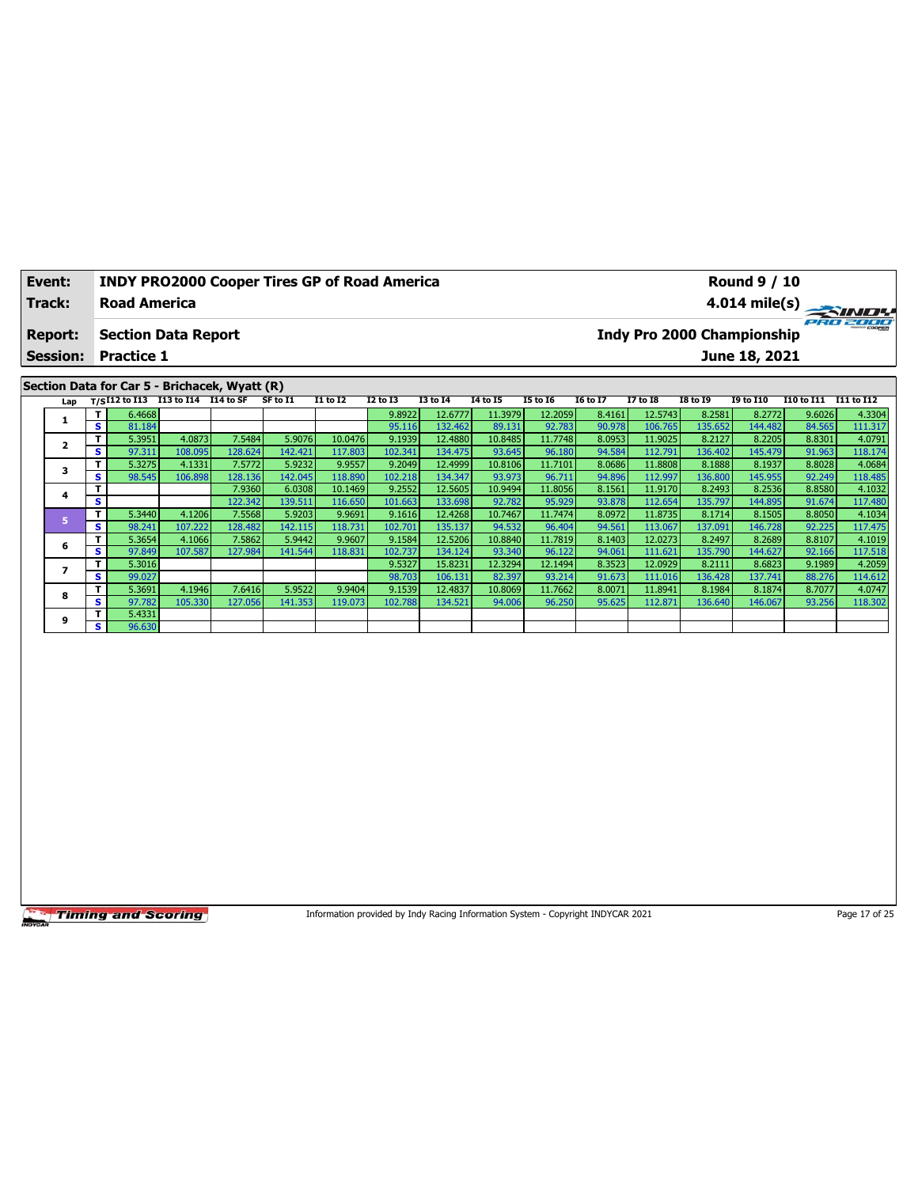| Event: | INDY PRO2000 Cooper Tires GP of Road America | Round 9 / 10 |
|---|---|---|
| Track: | Road America | 4.014 mile(s) |
| Report: | Section Data Report | Indy Pro 2000 Championship |
| Session: | Practice 1 | June 18, 2021 |

## Section Data for Car 5 - Brichacek, Wyatt (R)

| Lap | T/S | I12 to I13 | I13 to I14 | I14 to SF | SF to I1 | I1 to I2 | I2 to I3 | I3 to I4 | I4 to I5 | I5 to I6 | I6 to I7 | I7 to I8 | I8 to I9 | I9 to I10 | I10 to I11 | I11 to I12 |
|---|---|---|---|---|---|---|---|---|---|---|---|---|---|---|---|---|
| 1 | T | 6.4668 | | | | | 9.8922 | 12.6777 | 11.3979 | 12.2059 | 8.4161 | 12.5743 | 8.2581 | 8.2772 | 9.6026 | 4.3304 |
| | S | 81.184 | | | | | 95.116 | 132.462 | 89.131 | 92.783 | 90.978 | 106.765 | 135.652 | 144.482 | 84.565 | 111.317 |
| 2 | T | 5.3951 | 4.0873 | 7.5484 | 5.9076 | 10.0476 | 9.1939 | 12.4880 | 10.8485 | 11.7748 | 8.0953 | 11.9025 | 8.2127 | 8.2205 | 8.8301 | 4.0791 |
| | S | 97.311 | 108.095 | 128.624 | 142.421 | 117.803 | 102.341 | 134.475 | 93.645 | 96.180 | 94.584 | 112.791 | 136.402 | 145.479 | 91.963 | 118.174 |
| 3 | T | 5.3275 | 4.1331 | 7.5772 | 5.9232 | 9.9557 | 9.2049 | 12.4999 | 10.8106 | 11.7101 | 8.0686 | 11.8808 | 8.1888 | 8.1937 | 8.8028 | 4.0684 |
| | S | 98.545 | 106.898 | 128.136 | 142.045 | 118.890 | 102.218 | 134.347 | 93.973 | 96.711 | 94.896 | 112.997 | 136.800 | 145.955 | 92.249 | 118.485 |
| 4 | T | | | 7.9360 | 6.0308 | 10.1469 | 9.2552 | 12.5605 | 10.9494 | 11.8056 | 8.1561 | 11.9170 | 8.2493 | 8.2536 | 8.8580 | 4.1032 |
| | S | | | 122.342 | 139.511 | 116.650 | 101.663 | 133.698 | 92.782 | 95.929 | 93.878 | 112.654 | 135.797 | 144.895 | 91.674 | 117.480 |
| 5 | T | 5.3440 | 4.1206 | 7.5568 | 5.9203 | 9.9691 | 9.1616 | 12.4268 | 10.7467 | 11.7474 | 8.0972 | 11.8735 | 8.1714 | 8.1505 | 8.8050 | 4.1034 |
| | S | 98.241 | 107.222 | 128.482 | 142.115 | 118.731 | 102.701 | 135.137 | 94.532 | 96.404 | 94.561 | 113.067 | 137.091 | 146.728 | 92.225 | 117.475 |
| 6 | T | 5.3654 | 4.1066 | 7.5862 | 5.9442 | 9.9607 | 9.1584 | 12.5206 | 10.8840 | 11.7819 | 8.1403 | 12.0273 | 8.2497 | 8.2689 | 8.8107 | 4.1019 |
| | S | 97.849 | 107.587 | 127.984 | 141.544 | 118.831 | 102.737 | 134.124 | 93.340 | 96.122 | 94.061 | 111.621 | 135.790 | 144.627 | 92.166 | 117.518 |
| 7 | T | 5.3016 | | | | | 9.5327 | 15.8231 | 12.3294 | 12.1494 | 8.3523 | 12.0929 | 8.2111 | 8.6823 | 9.1989 | 4.2059 |
| | S | 99.027 | | | | | 98.703 | 106.131 | 82.397 | 93.214 | 91.673 | 111.016 | 136.428 | 137.741 | 88.276 | 114.612 |
| 8 | T | 5.3691 | 4.1946 | 7.6416 | 5.9522 | 9.9404 | 9.1539 | 12.4837 | 10.8069 | 11.7662 | 8.0071 | 11.8941 | 8.1984 | 8.1874 | 8.7077 | 4.0747 |
| | S | 97.782 | 105.330 | 127.056 | 141.353 | 119.073 | 102.788 | 134.521 | 94.006 | 96.250 | 95.625 | 112.871 | 136.640 | 146.067 | 93.256 | 118.302 |
| 9 | T | 5.4331 | | | | | | | | | | | | | | |
| | S | 96.630 | | | | | | | | | | | | | | |

Information provided by Indy Racing Information System - Copyright INDYCAR 2021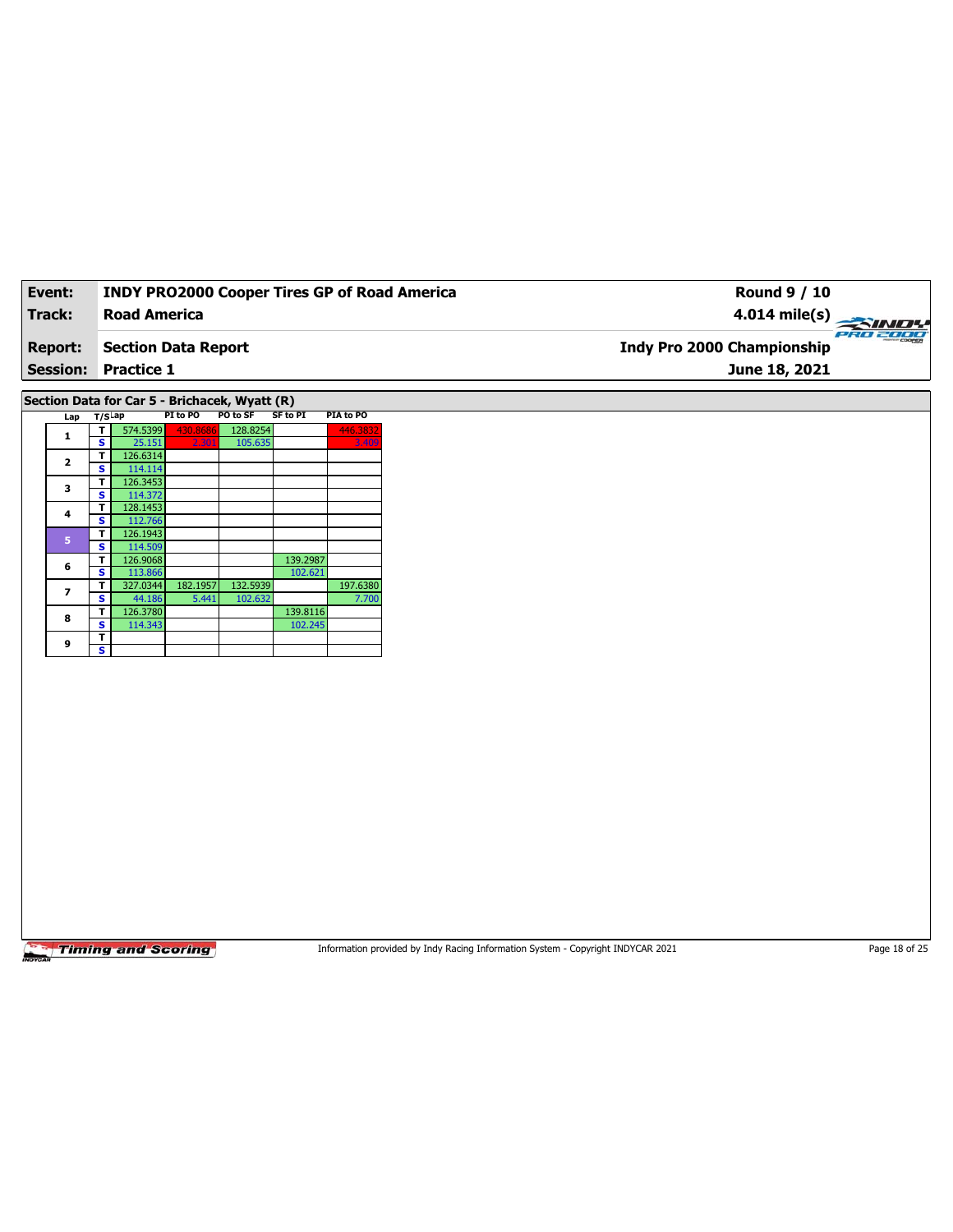| Event: | INDY PRO2000 Cooper Tires GP of Road America | Round 9 / 10 |
|---|---|---|
| Track: | Road America | 4.014 mile(s) |
| Report: | Section Data Report | Indy Pro 2000 Championship |
| Session: | Practice 1 | June 18, 2021 |

## Section Data for Car 5 - Brichacek, Wyatt (R)

| Lap | T/S | Lap | PI to PO | PO to SF | SF to PI | PIA to PO |
|---|---|---|---|---|---|---|
| 1 | T | 574.5399 | 430.8686 | 128.8254 | | 446.3832 |
| | S | 25.151 | 2.301 | 105.635 | | 3.409 |
| 2 | T | 126.6314 | | | | |
| | S | 114.114 | | | | |
| 3 | T | 126.3453 | | | | |
| | S | 114.372 | | | | |
| 4 | T | 128.1453 | | | | |
| | S | 112.766 | | | | |
| 5 | T | 126.1943 | | | | |
| | S | 114.509 | | | | |
| 6 | T | 126.9068 | | | 139.2987 | |
| | S | 113.866 | | | 102.621 | |
| 7 | T | 327.0344 | 182.1957 | 132.5939 | | 197.6380 |
| | S | 44.186 | 5.441 | 102.632 | | 7.700 |
| 8 | T | 126.3780 | | | 139.8116 | |
| | S | 114.343 | | | 102.245 | |
| 9 | T | | | | | |
| | S | | | | | |

Information provided by Indy Racing Information System - Copyright INDYCAR 2021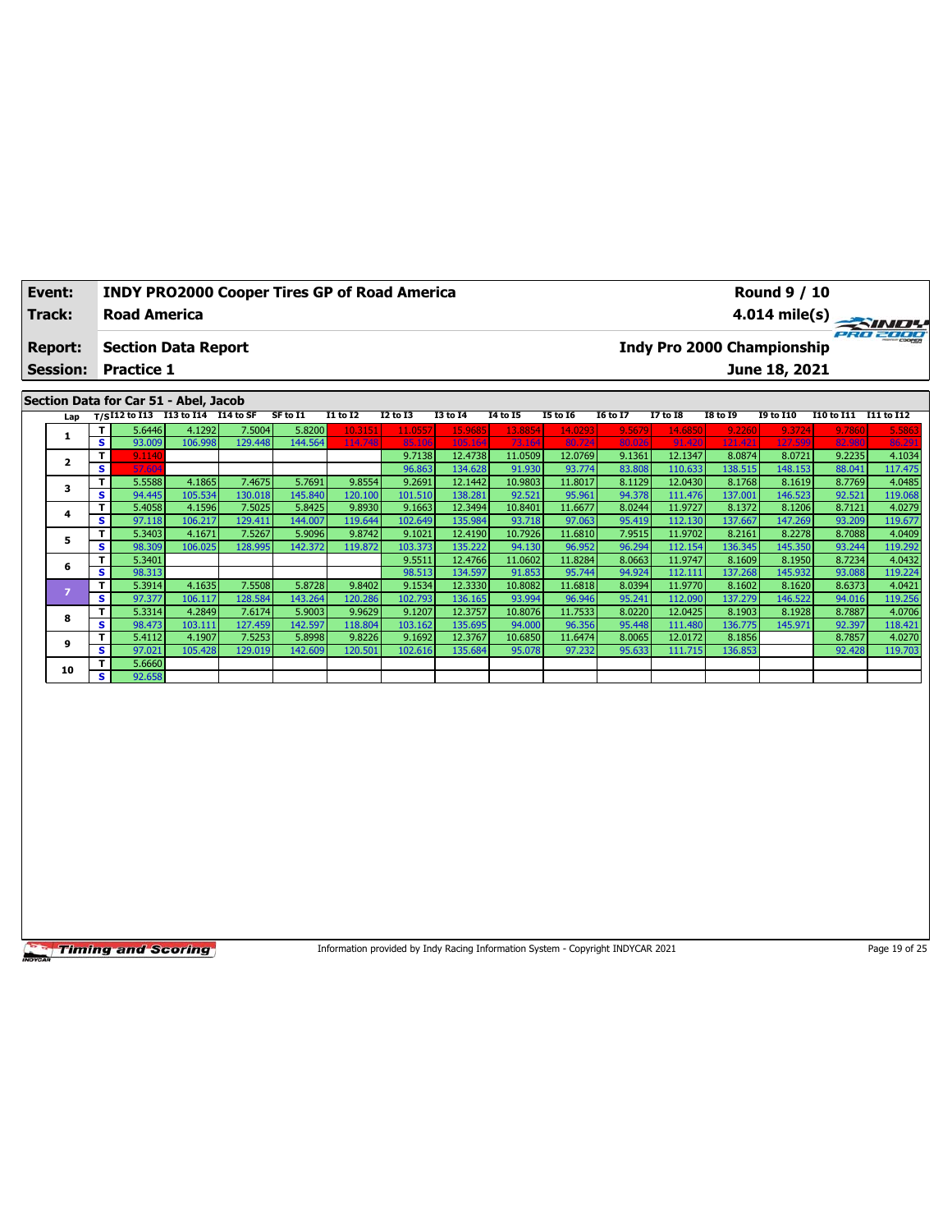| Event: | INDY PRO2000 Cooper Tires GP of Road America | Round 9 / 10 |
|---|---|---|
| Track: | Road America | 4.014 mile(s) |
| Report: | Section Data Report | Indy Pro 2000 Championship |
| Session: | Practice 1 | June 18, 2021 |

## Section Data for Car 51 - Abel, Jacob

| Lap | T/S | I12 to I13 | I13 to I14 | I14 to SF | SF to I1 | I1 to I2 | I2 to I3 | I3 to I4 | I4 to I5 | I5 to I6 | I6 to I7 | I7 to I8 | I8 to I9 | I9 to I10 | I10 to I11 | I11 to I12 |
|---|---|---|---|---|---|---|---|---|---|---|---|---|---|---|---|---|
| 1 | T | 5.6446 | 4.1292 | 7.5004 | 5.8200 | 10.3151 | 11.0557 | 15.9685 | 13.8854 | 14.0293 | 9.5679 | 14.6850 | 9.2260 | 9.3724 | 9.7860 | 5.5863 |
| | S | 93.009 | 106.998 | 129.448 | 144.564 | 114.748 | 85.106 | 105.164 | 73.164 | 80.724 | 80.026 | 91.420 | 121.421 | 127.599 | 82.980 | 86.291 |
| 2 | T | 9.1140 | | | | | 9.7138 | 12.4738 | 11.0509 | 12.0769 | 9.1361 | 12.1347 | 8.0874 | 8.0721 | 9.2235 | 4.1034 |
| | S | 57.604 | | | | | 96.863 | 134.628 | 91.930 | 93.774 | 83.808 | 110.633 | 138.515 | 148.153 | 88.041 | 117.475 |
| 3 | T | 5.5588 | 4.1865 | 7.4675 | 5.7691 | 9.8554 | 9.2691 | 12.1442 | 10.9803 | 11.8017 | 8.1129 | 12.0430 | 8.1768 | 8.1619 | 8.7769 | 4.0485 |
| | S | 94.445 | 105.534 | 130.018 | 145.840 | 120.100 | 101.510 | 138.281 | 92.521 | 95.961 | 94.378 | 111.476 | 137.001 | 146.523 | 92.521 | 119.068 |
| 4 | T | 5.4058 | 4.1596 | 7.5025 | 5.8425 | 9.8930 | 9.1663 | 12.3494 | 10.8401 | 11.6677 | 8.0244 | 11.9727 | 8.1372 | 8.1206 | 8.7121 | 4.0279 |
| | S | 97.118 | 106.217 | 129.411 | 144.007 | 119.644 | 102.649 | 135.984 | 93.718 | 97.063 | 95.419 | 112.130 | 137.667 | 147.269 | 93.209 | 119.677 |
| 5 | T | 5.3403 | 4.1671 | 7.5267 | 5.9096 | 9.8742 | 9.1021 | 12.4190 | 10.7926 | 11.6810 | 7.9515 | 11.9702 | 8.2161 | 8.2278 | 8.7088 | 4.0409 |
| | S | 98.309 | 106.025 | 128.995 | 142.372 | 119.872 | 103.373 | 135.222 | 94.130 | 96.952 | 96.294 | 112.154 | 136.345 | 145.350 | 93.244 | 119.292 |
| 6 | T | 5.3401 | | | | | 9.5511 | 12.4766 | 11.0602 | 11.8284 | 8.0663 | 11.9747 | 8.1609 | 8.1950 | 8.7234 | 4.0432 |
| | S | 98.313 | | | | | 98.513 | 134.597 | 91.853 | 95.744 | 94.924 | 112.111 | 137.268 | 145.932 | 93.088 | 119.224 |
| 7 | T | 5.3914 | 4.1635 | 7.5508 | 5.8728 | 9.8402 | 9.1534 | 12.3330 | 10.8082 | 11.6818 | 8.0394 | 11.9770 | 8.1602 | 8.1620 | 8.6373 | 4.0421 |
| | S | 97.377 | 106.117 | 128.584 | 143.264 | 120.286 | 102.793 | 136.165 | 93.994 | 96.946 | 95.241 | 112.090 | 137.279 | 146.522 | 94.016 | 119.256 |
| 8 | T | 5.3314 | 4.2849 | 7.6174 | 5.9003 | 9.9629 | 9.1207 | 12.3757 | 10.8076 | 11.7533 | 8.0220 | 12.0425 | 8.1903 | 8.1928 | 8.7887 | 4.0706 |
| | S | 98.473 | 103.111 | 127.459 | 142.597 | 118.804 | 103.162 | 135.695 | 94.000 | 96.356 | 95.448 | 111.480 | 136.775 | 145.971 | 92.397 | 118.421 |
| 9 | T | 5.4112 | 4.1907 | 7.5253 | 5.8998 | 9.8226 | 9.1692 | 12.3767 | 10.6850 | 11.6474 | 8.0065 | 12.0172 | 8.1856 | | 8.7857 | 4.0270 |
| | S | 97.021 | 105.428 | 129.019 | 142.609 | 120.501 | 102.616 | 135.684 | 95.078 | 97.232 | 95.633 | 111.715 | 136.853 | | 92.428 | 119.703 |
| 10 | T | 5.6660 | | | | | | | | | | | | | | |
| | S | 92.658 | | | | | | | | | | | | | | |

Information provided by Indy Racing Information System - Copyright INDYCAR 2021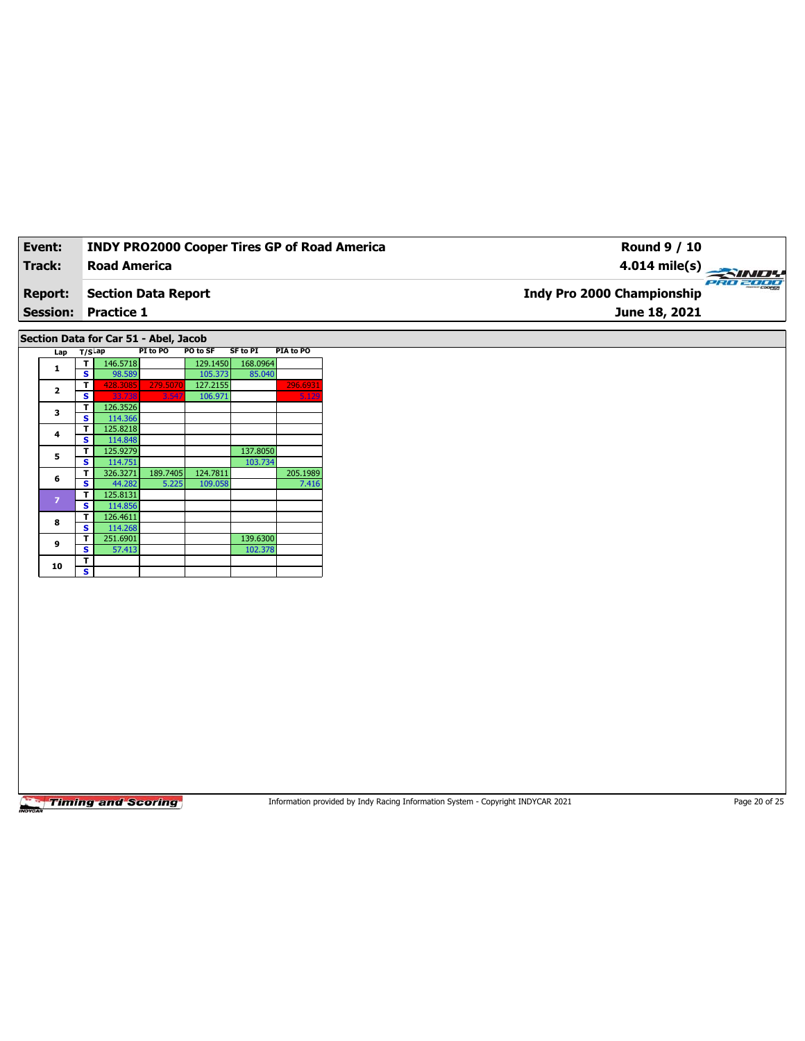| Event: | INDY PRO2000 Cooper Tires GP of Road America | Round 9 / 10 |
|---|---|---|
| Track: | Road America | 4.014 mile(s) |
| Report: | Section Data Report | Indy Pro 2000 Championship |
| Session: | Practice 1 | June 18, 2021 |

## Section Data for Car 51 - Abel, Jacob

| Lap | T/S | Lap | PI to PO | PO to SF | SF to PI | PIA to PO |
|---|---|---|---|---|---|---|
| 1 | T | 146.5718 | | 129.1450 | 168.0964 | |
| | S | 98.589 | | 105.373 | 85.040 | |
| 2 | T | 428.3085 | 279.5070 | 127.2155 | | 296.6931 |
| | S | 33.738 | 3.547 | 106.971 | | 5.129 |
| 3 | T | 126.3526 | | | | |
| | S | 114.366 | | | | |
| 4 | T | 125.8218 | | | | |
| | S | 114.848 | | | | |
| 5 | T | 125.9279 | | | 137.8050 | |
| | S | 114.751 | | | 103.734 | |
| 6 | T | 326.3271 | 189.7405 | 124.7811 | | 205.1989 |
| | S | 44.282 | 5.225 | 109.058 | | 7.416 |
| 7 | T | 125.8131 | | | | |
| | S | 114.856 | | | | |
| 8 | T | 126.4611 | | | | |
| | S | 114.268 | | | | |
| 9 | T | 251.6901 | | | 139.6300 | |
| | S | 57.413 | | | 102.378 | |
| 10 | T | | | | | |
| | S | | | | | |

Information provided by Indy Racing Information System - Copyright INDYCAR 2021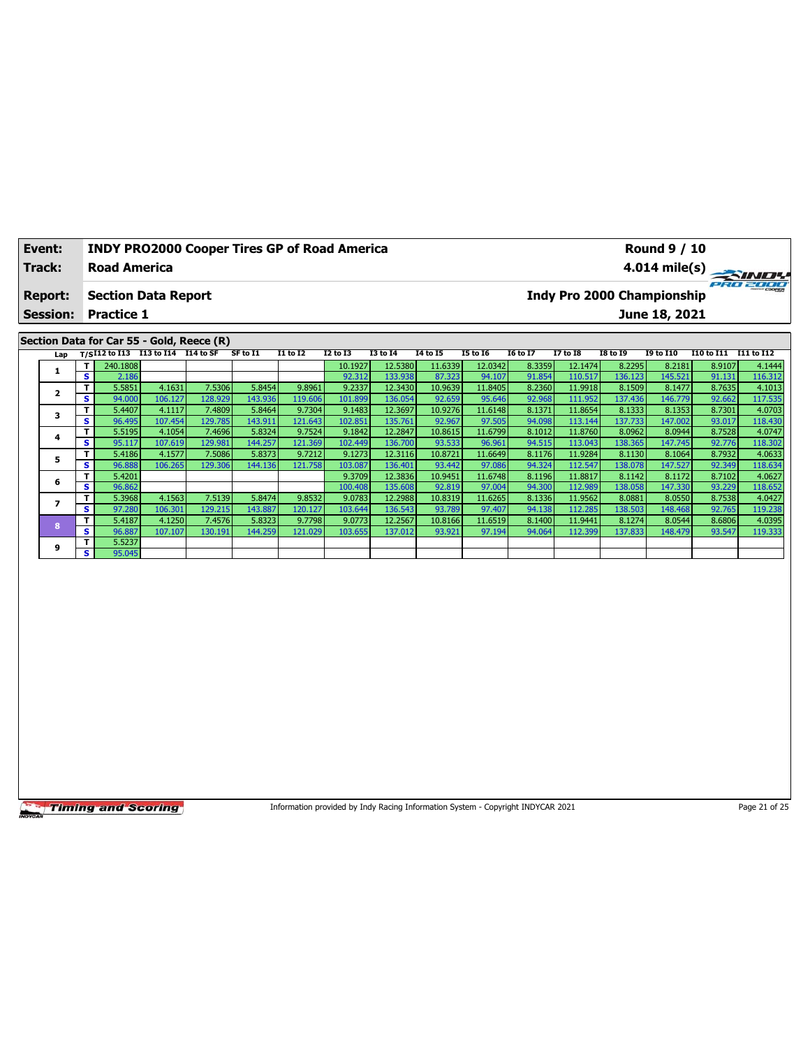| Event: | INDY PRO2000 Cooper Tires GP of Road America | Round 9 / 10 |
|---|---|---|
| Track: | Road America | 4.014 mile(s) |
| Report: | Section Data Report | Indy Pro 2000 Championship |
| Session: | Practice 1 | June 18, 2021 |

## Section Data for Car 55 - Gold, Reece (R)

| Lap | T/S | I12 to I13 | I13 to I14 | I14 to SF | SF to I1 | I1 to I2 | I2 to I3 | I3 to I4 | I4 to I5 | I5 to I6 | I6 to I7 | I7 to I8 | I8 to I9 | I9 to I10 | I10 to I11 | I11 to I12 |
|---|---|---|---|---|---|---|---|---|---|---|---|---|---|---|---|---|
| 1 | T | 240.1808 | | | | | 10.1927 | 12.5380 | 11.6339 | 12.0342 | 8.3359 | 12.1474 | 8.2295 | 8.2181 | 8.9107 | 4.1444 |
| | S | 2.186 | | | | | 92.312 | 133.938 | 87.323 | 94.107 | 91.854 | 110.517 | 136.123 | 145.521 | 91.131 | 116.312 |
| 2 | T | 5.5851 | 4.1631 | 7.5306 | 5.8454 | 9.8961 | 9.2337 | 12.3430 | 10.9639 | 11.8405 | 8.2360 | 11.9918 | 8.1509 | 8.1477 | 8.7635 | 4.1013 |
| | S | 94.000 | 106.127 | 128.929 | 143.936 | 119.606 | 101.899 | 136.054 | 92.659 | 95.646 | 92.968 | 111.952 | 137.436 | 146.779 | 92.662 | 117.535 |
| 3 | T | 5.4407 | 4.1117 | 7.4809 | 5.8464 | 9.7304 | 9.1483 | 12.3697 | 10.9276 | 11.6148 | 8.1371 | 11.8654 | 8.1333 | 8.1353 | 8.7301 | 4.0703 |
| | S | 96.495 | 107.454 | 129.785 | 143.911 | 121.643 | 102.851 | 135.761 | 92.967 | 97.505 | 94.098 | 113.144 | 137.733 | 147.002 | 93.017 | 118.430 |
| 4 | T | 5.5195 | 4.1054 | 7.4696 | 5.8324 | 9.7524 | 9.1842 | 12.2847 | 10.8615 | 11.6799 | 8.1012 | 11.8760 | 8.0962 | 8.0944 | 8.7528 | 4.0747 |
| | S | 95.117 | 107.619 | 129.981 | 144.257 | 121.369 | 102.449 | 136.700 | 93.533 | 96.961 | 94.515 | 113.043 | 138.365 | 147.745 | 92.776 | 118.302 |
| 5 | T | 5.4186 | 4.1577 | 7.5086 | 5.8373 | 9.7212 | 9.1273 | 12.3116 | 10.8721 | 11.6649 | 8.1176 | 11.9284 | 8.1130 | 8.1064 | 8.7932 | 4.0633 |
| | S | 96.888 | 106.265 | 129.306 | 144.136 | 121.758 | 103.087 | 136.401 | 93.442 | 97.086 | 94.324 | 112.547 | 138.078 | 147.527 | 92.349 | 118.634 |
| 6 | T | 5.4201 | | | | | 9.3709 | 12.3836 | 10.9451 | 11.6748 | 8.1196 | 11.8817 | 8.1142 | 8.1172 | 8.7102 | 4.0627 |
| | S | 96.862 | | | | | 100.408 | 135.608 | 92.819 | 97.004 | 94.300 | 112.989 | 138.058 | 147.330 | 93.229 | 118.652 |
| 7 | T | 5.3968 | 4.1563 | 7.5139 | 5.8474 | 9.8532 | 9.0783 | 12.2988 | 10.8319 | 11.6265 | 8.1336 | 11.9562 | 8.0881 | 8.0550 | 8.7538 | 4.0427 |
| | S | 97.280 | 106.301 | 129.215 | 143.887 | 120.127 | 103.644 | 136.543 | 93.789 | 97.407 | 94.138 | 112.285 | 138.503 | 148.468 | 92.765 | 119.238 |
| 8 | T | 5.4187 | 4.1250 | 7.4576 | 5.8323 | 9.7798 | 9.0773 | 12.2567 | 10.8166 | 11.6519 | 8.1400 | 11.9441 | 8.1274 | 8.0544 | 8.6806 | 4.0395 |
| | S | 96.887 | 107.107 | 130.191 | 144.259 | 121.029 | 103.655 | 137.012 | 93.921 | 97.194 | 94.064 | 112.399 | 137.833 | 148.479 | 93.547 | 119.333 |
| 9 | T | 5.5237 | | | | | | | | | | | | | | |
| | S | 95.045 | | | | | | | | | | | | | | |

Information provided by Indy Racing Information System - Copyright INDYCAR 2021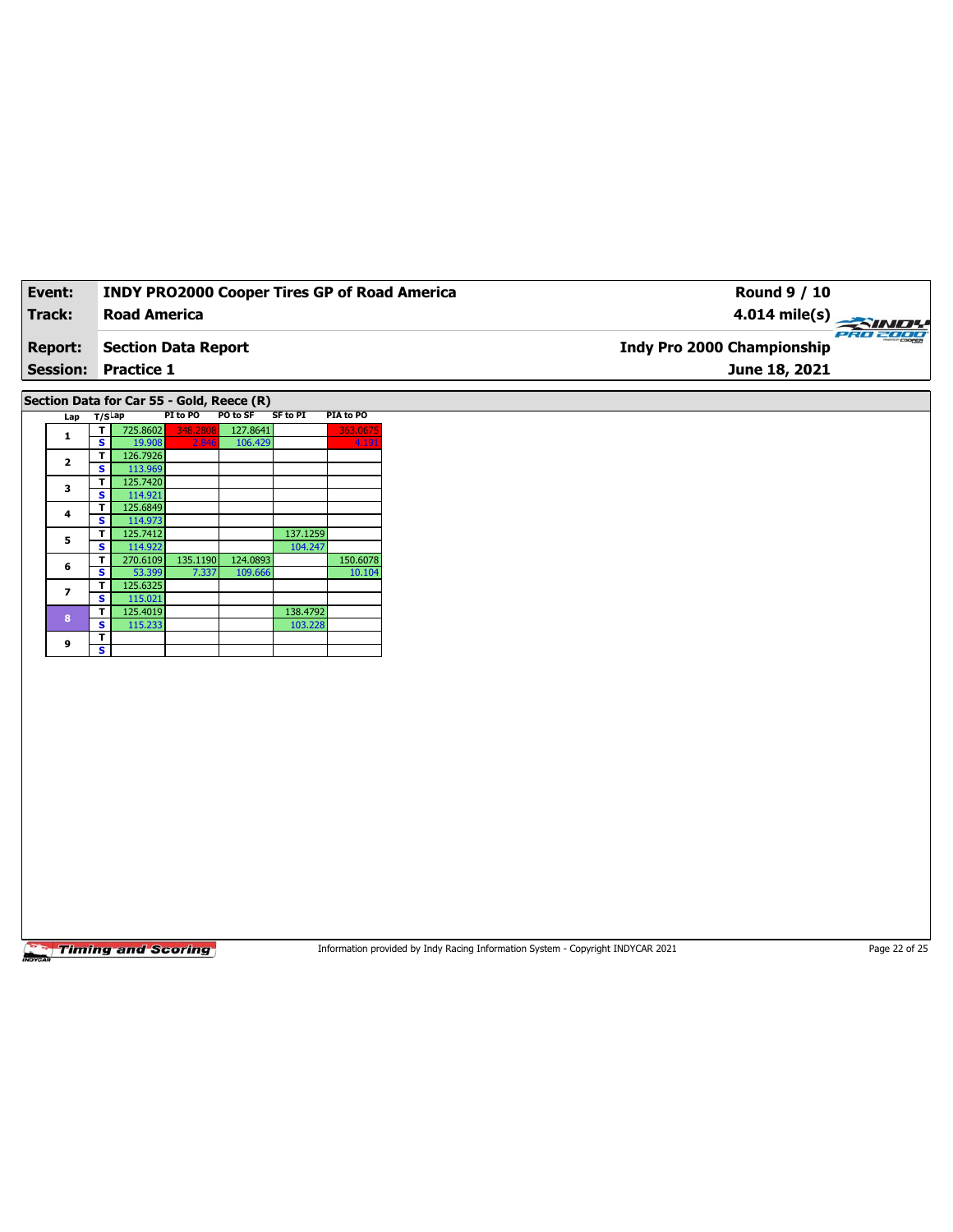| **Event:** | **INDY PRO2000 Cooper Tires GP of Road America** | **Round 9 / 10** |
|---|---|---|
| **Track:** | **Road America** | **4.014 mile(s)** |
| **Report:** | **Section Data Report** | **Indy Pro 2000 Championship** |
| **Session:** | **Practice 1** | **June 18, 2021** |

**Section Data for Car 55 - Gold, Reece (R)**

| Lap | T/S | Lap | PI to PO | PO to SF | SF to PI | PIA to PO |
|---|---|---|---|---|---|---|
| 1 | T | 725.8602 | 348.2808 | 127.8641 | | 363.0675 |
| | S | 19.908 | 2.846 | 106.429 | | 4.191 |
| 2 | T | 126.7926 | | | | |
| | S | 113.969 | | | | |
| 3 | T | 125.7420 | | | | |
| | S | 114.921 | | | | |
| 4 | T | 125.6849 | | | | |
| | S | 114.973 | | | | |
| 5 | T | 125.7412 | | | 137.1259 | |
| | S | 114.922 | | | 104.247 | |
| 6 | T | 270.6109 | 135.1190 | 124.0893 | | 150.6078 |
| | S | 53.399 | 7.337 | 109.666 | | 10.104 |
| 7 | T | 125.6325 | | | | |
| | S | 115.021 | | | | |
| 8 | T | 125.4019 | | | 138.4792 | |
| | S | 115.233 | | | 103.228 | |
| 9 | T | | | | | |
| | S | | | | | |

Information provided by Indy Racing Information System - Copyright INDYCAR 2021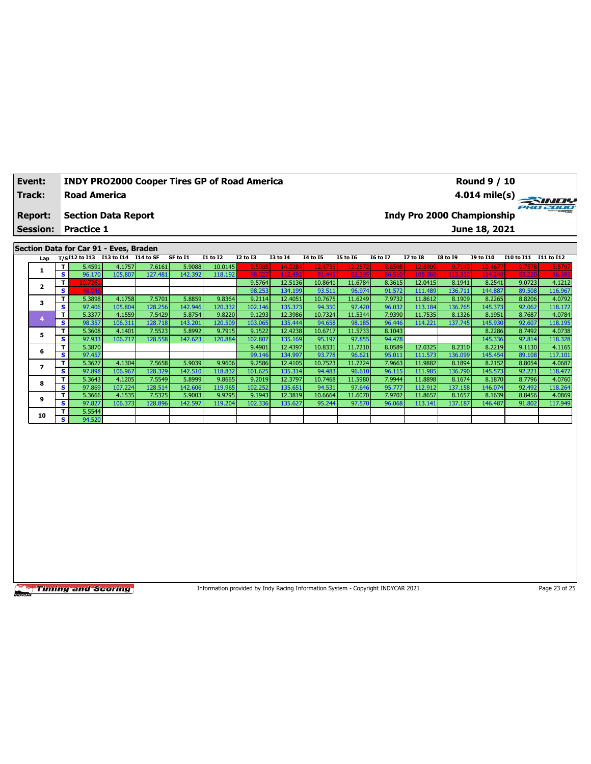| Event: | INDY PRO2000 Cooper Tires GP of Road America | Round 9 / 10 |
|---|---|---|
| Track: | Road America | 4.014 mile(s) |
| Report: | Section Data Report | Indy Pro 2000 Championship |
| Session: | Practice 1 | June 18, 2021 |

## Section Data for Car 91 - Eves, Braden

| Lap | T/S | I12 to I13 | I13 to I14 | I14 to SF | SF to I1 | I1 to I2 | I2 to I3 | I3 to I4 | I4 to I5 | I5 to I6 | I6 to I7 | I7 to I8 | I8 to I9 | I9 to I10 | I10 to I11 | I11 to I12 |
|---|---|---|---|---|---|---|---|---|---|---|---|---|---|---|---|---|
| 1 | T | 5.4591 | 4.1757 | 7.6161 | 5.9088 | 10.0145 | 9.5985 | 14.9284 | 12.4735 | 12.2572 | 8.8508 | 12.6809 | 9.7149 | 10.4677 | 9.7578 | 5.5797 |
| | S | 96.170 | 105.807 | 127.481 | 142.392 | 118.192 | 98.027 | 112.492 | 81.445 | 92.395 | 86.510 | 105.868 | 115.310 | 114.248 | 83.220 | 86.393 |
| 2 | T | 10.7261 | | | | | 9.5764 | 12.5136 | 10.8641 | 11.6784 | 8.3615 | 12.0415 | 8.1941 | 8.2541 | 9.0723 | 4.1212 |
| | S | 48.946 | | | | | 98.253 | 134.199 | 93.511 | 96.974 | 91.572 | 111.489 | 136.711 | 144.887 | 89.508 | 116.967 |
| 3 | T | 5.3898 | 4.1758 | 7.5701 | 5.8859 | 9.8364 | 9.2114 | 12.4051 | 10.7675 | 11.6249 | 7.9732 | 11.8612 | 8.1909 | 8.2265 | 8.8206 | 4.0792 |
| | S | 97.406 | 105.804 | 128.256 | 142.946 | 120.332 | 102.146 | 135.373 | 94.350 | 97.420 | 96.032 | 113.184 | 136.765 | 145.373 | 92.062 | 118.172 |
| 4 | T | 5.3377 | 4.1559 | 7.5429 | 5.8754 | 9.8220 | 9.1293 | 12.3986 | 10.7324 | 11.5344 | 7.9390 | 11.7535 | 8.1326 | 8.1951 | 8.7687 | 4.0784 |
| | S | 98.357 | 106.311 | 128.718 | 143.201 | 120.509 | 103.065 | 135.444 | 94.658 | 98.185 | 96.446 | 114.221 | 137.745 | 145.930 | 92.607 | 118.195 |
| 5 | T | 5.3608 | 4.1401 | 7.5523 | 5.8992 | 9.7915 | 9.1522 | 12.4238 | 10.6717 | 11.5733 | 8.1043 | | | 8.2286 | 8.7492 | 4.0738 |
| | S | 97.933 | 106.717 | 128.558 | 142.623 | 120.884 | 102.807 | 135.169 | 95.197 | 97.855 | 94.478 | | | 145.336 | 92.814 | 118.328 |
| 6 | T | 5.3870 | | | | | 9.4901 | 12.4397 | 10.8331 | 11.7210 | 8.0589 | 12.0325 | 8.2310 | 8.2219 | 9.1130 | 4.1165 |
| | S | 97.457 | | | | | 99.146 | 134.997 | 93.778 | 96.621 | 95.011 | 111.573 | 136.099 | 145.454 | 89.108 | 117.101 |
| 7 | T | 5.3627 | 4.1304 | 7.5658 | 5.9039 | 9.9606 | 9.2586 | 12.4105 | 10.7523 | 11.7224 | 7.9663 | 11.9882 | 8.1894 | 8.2152 | 8.8054 | 4.0687 |
| | S | 97.898 | 106.967 | 128.329 | 142.510 | 118.832 | 101.625 | 135.314 | 94.483 | 96.610 | 96.115 | 111.985 | 136.790 | 145.573 | 92.221 | 118.477 |
| 8 | T | 5.3643 | 4.1205 | 7.5549 | 5.8999 | 9.8665 | 9.2019 | 12.3797 | 10.7468 | 11.5980 | 7.9944 | 11.8898 | 8.1674 | 8.1870 | 8.7796 | 4.0760 |
| | S | 97.869 | 107.224 | 128.514 | 142.606 | 119.965 | 102.252 | 135.651 | 94.531 | 97.646 | 95.777 | 112.912 | 137.158 | 146.074 | 92.492 | 118.264 |
| 9 | T | 5.3666 | 4.1535 | 7.5325 | 5.9003 | 9.9295 | 9.1943 | 12.3819 | 10.6664 | 11.6070 | 7.9702 | 11.8657 | 8.1657 | 8.1639 | 8.8456 | 4.0869 |
| | S | 97.827 | 106.373 | 128.896 | 142.597 | 119.204 | 102.336 | 135.627 | 95.244 | 97.570 | 96.068 | 113.141 | 137.187 | 146.487 | 91.802 | 117.949 |
| 10 | T | 5.5544 | | | | | | | | | | | | | | |
| | S | 94.520 | | | | | | | | | | | | | | |

Information provided by Indy Racing Information System - Copyright INDYCAR 2021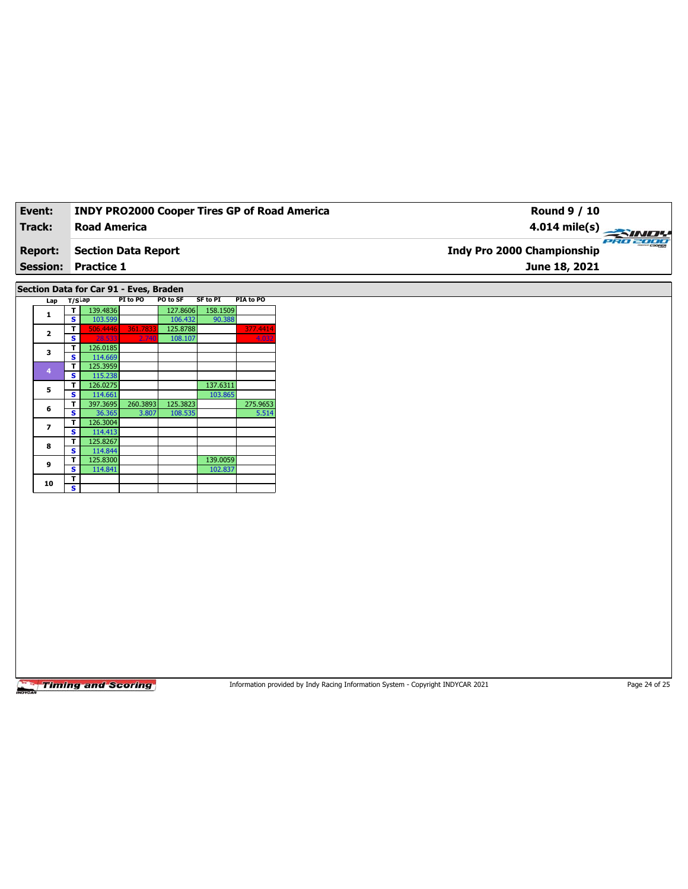| Event: | INDY PRO2000 Cooper Tires GP of Road America | Round 9 / 10 |
|---|---|---|
| Track: | Road America | 4.014 mile(s) |
| Report: | Section Data Report | Indy Pro 2000 Championship |
| Session: | Practice 1 | June 18, 2021 |

## Section Data for Car 91 - Eves, Braden

| Lap | T/S | Lap | PI to PO | PO to SF | SF to PI | PIA to PO |
|---|---|---|---|---|---|---|
| 1 | T | 139.4836 | | 127.8606 | 158.1509 | |
| | S | 103.599 | | 106.432 | 90.388 | |
| 2 | T | 506.4446 | 361.7833 | 125.8788 | | 377.4414 |
| | S | 28.533 | 2.740 | 108.107 | | 4.032 |
| 3 | T | 126.0185 | | | | |
| | S | 114.669 | | | | |
| 4 | T | 125.3959 | | | | |
| | S | 115.238 | | | | |
| 5 | T | 126.0275 | | | 137.6311 | |
| | S | 114.661 | | | 103.865 | |
| 6 | T | 397.3695 | 260.3893 | 125.3823 | | 275.9653 |
| | S | 36.365 | 3.807 | 108.535 | | 5.514 |
| 7 | T | 126.3004 | | | | |
| | S | 114.413 | | | | |
| 8 | T | 125.8267 | | | | |
| | S | 114.844 | | | | |
| 9 | T | 125.8300 | | | 139.0059 | |
| | S | 114.841 | | | 102.837 | |
| 10 | T | | | | | |
| | S | | | | | |

Timing and Scoring

Information provided by Indy Racing Information System - Copyright INDYCAR 2021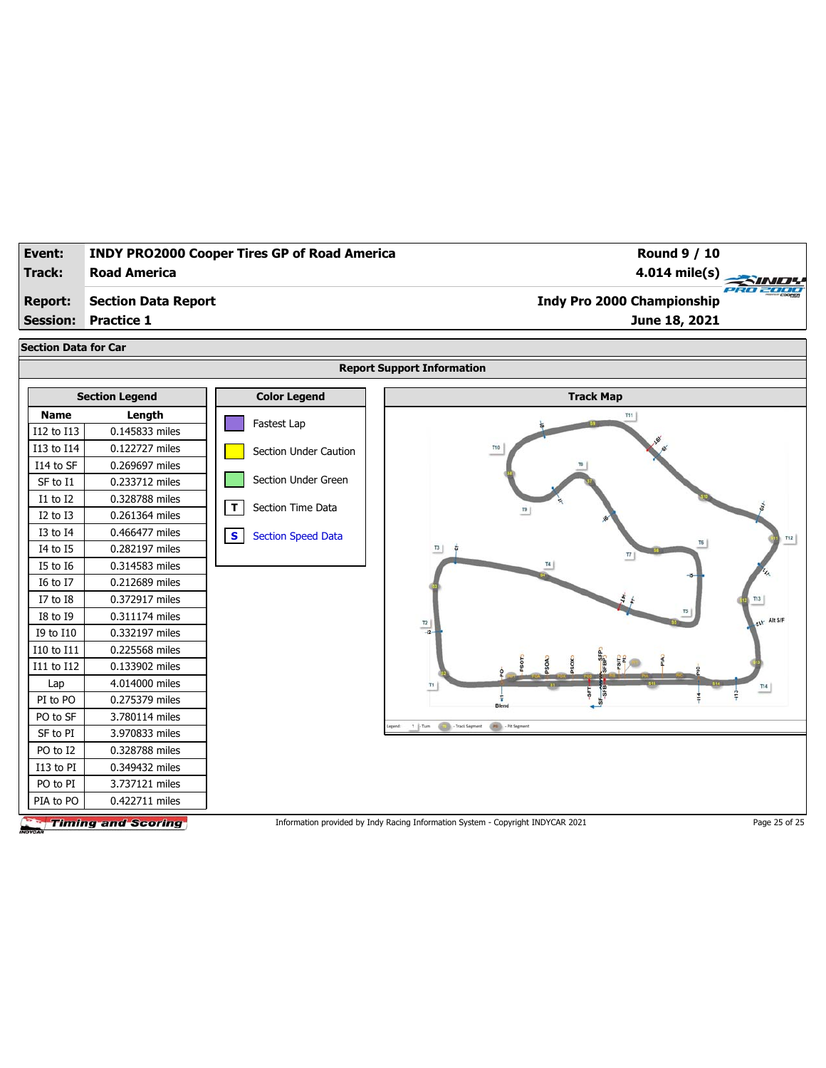| | | | |
|---|---|---|---|
| **Event:** | **INDY PRO2000 Cooper Tires GP of Road America** | **Round 9 / 10** |
| **Track:** | **Road America** | **4.014 mile(s)** |
| **Report:** | **Section Data Report** | **Indy Pro 2000 Championship** |
| **Session:** | **Practice 1** | **June 18, 2021** |

**Section Data for Car**

## Report Support Information

**Section Legend**

| Name | Length |
|---|---|
| I12 to I13 | 0.145833 miles |
| I13 to I14 | 0.122727 miles |
| I14 to SF | 0.269697 miles |
| SF to I1 | 0.233712 miles |
| I1 to I2 | 0.328788 miles |
| I2 to I3 | 0.261364 miles |
| I3 to I4 | 0.466477 miles |
| I4 to I5 | 0.282197 miles |
| I5 to I6 | 0.314583 miles |
| I6 to I7 | 0.212689 miles |
| I7 to I8 | 0.372917 miles |
| I8 to I9 | 0.311174 miles |
| I9 to I10 | 0.332197 miles |
| I10 to I11 | 0.225568 miles |
| I11 to I12 | 0.133902 miles |
| Lap | 4.014000 miles |
| PI to PO | 0.275379 miles |
| PO to SF | 3.780114 miles |
| SF to PI | 3.970833 miles |
| PO to I2 | 0.328788 miles |
| I13 to PI | 0.349432 miles |
| PO to PI | 3.737121 miles |
| PIA to PO | 0.422711 miles |

**Color Legend**

- Fastest Lap
- Section Under Caution
- Section Under Green
- T Section Time Data
- S Section Speed Data

**Track Map**

Information provided by Indy Racing Information System - Copyright INDYCAR 2021